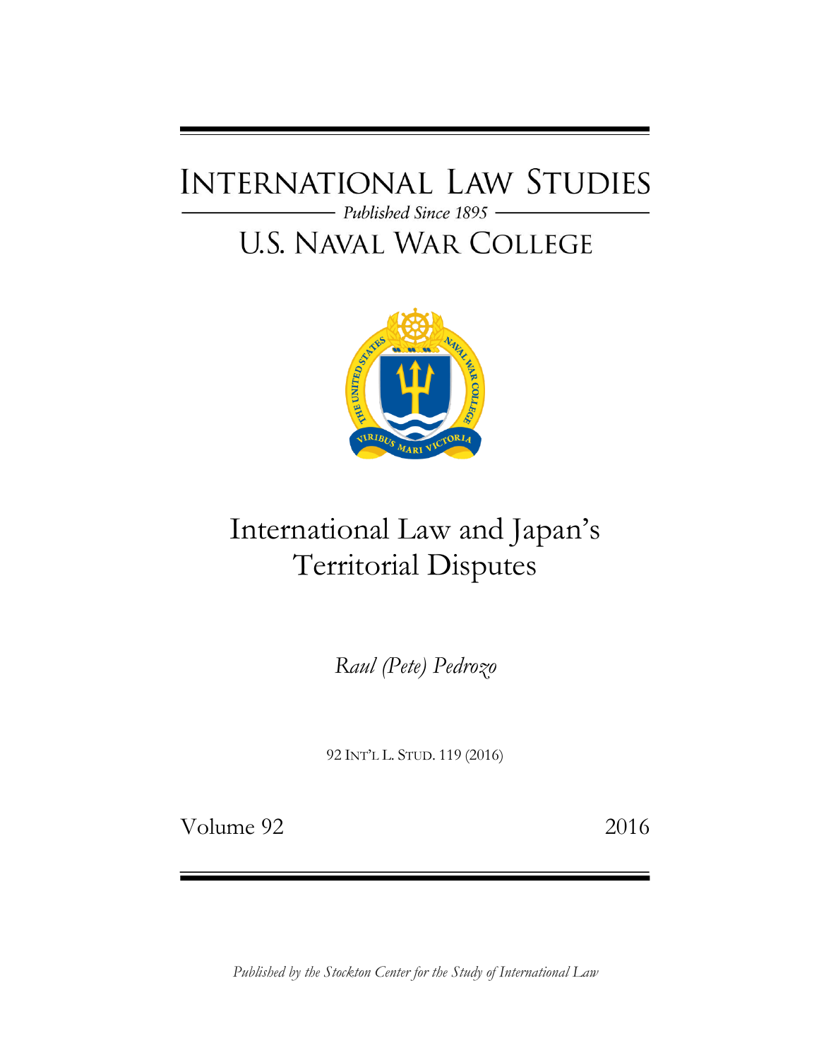# INTERNATIONAL LAW STUDIES

*Published Since 1895*

# U.S. NAVAL WAR COLLEGE

# International Law and Japan's Territorial Disputes

*Raul (Pete) Pedrozo*

92 INT'L L. STUD. 119 (2016)

Volume 92 2016

*Published by the Stockton Center for the Study of International Law*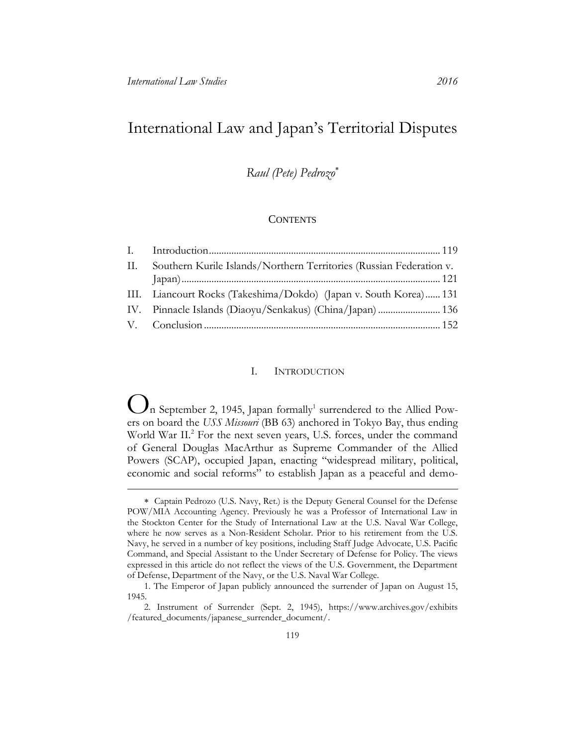# International Law and Japan's Territorial Disputes

*Raul (Pete) Pedrozo*[*]

## CONTENTS

| | | |
|---|---|---|
| I. | Introduction | 119 |
| II. | Southern Kurile Islands/Northern Territories (Russian Federation v. Japan) | 121 |
| III. | Liancourt Rocks (Takeshima/Dokdo) (Japan v. South Korea) | 131 |
| IV. | Pinnacle Islands (Diaoyu/Senkakus) (China/Japan) | 136 |
| V. | Conclusion | 152 |

## I. INTRODUCTION

On September 2, 1945, Japan formally[1] surrendered to the Allied Powers on board the *USS Missouri* (BB 63) anchored in Tokyo Bay, thus ending World War II.[2] For the next seven years, U.S. forces, under the command of General Douglas MacArthur as Supreme Commander of the Allied Powers (SCAP), occupied Japan, enacting "widespread military, political, economic and social reforms" to establish Japan as a peaceful and demo-

---

* Captain Pedrozo (U.S. Navy, Ret.) is the Deputy General Counsel for the Defense POW/MIA Accounting Agency. Previously he was a Professor of International Law in the Stockton Center for the Study of International Law at the U.S. Naval War College, where he now serves as a Non-Resident Scholar. Prior to his retirement from the U.S. Navy, he served in a number of key positions, including Staff Judge Advocate, U.S. Pacific Command, and Special Assistant to the Under Secretary of Defense for Policy. The views expressed in this article do not reflect the views of the U.S. Government, the Department of Defense, Department of the Navy, or the U.S. Naval War College.

1. The Emperor of Japan publicly announced the surrender of Japan on August 15, 1945.

2. Instrument of Surrender (Sept. 2, 1945), https://www.archives.gov/exhibits/featured_documents/japanese_surrender_document/.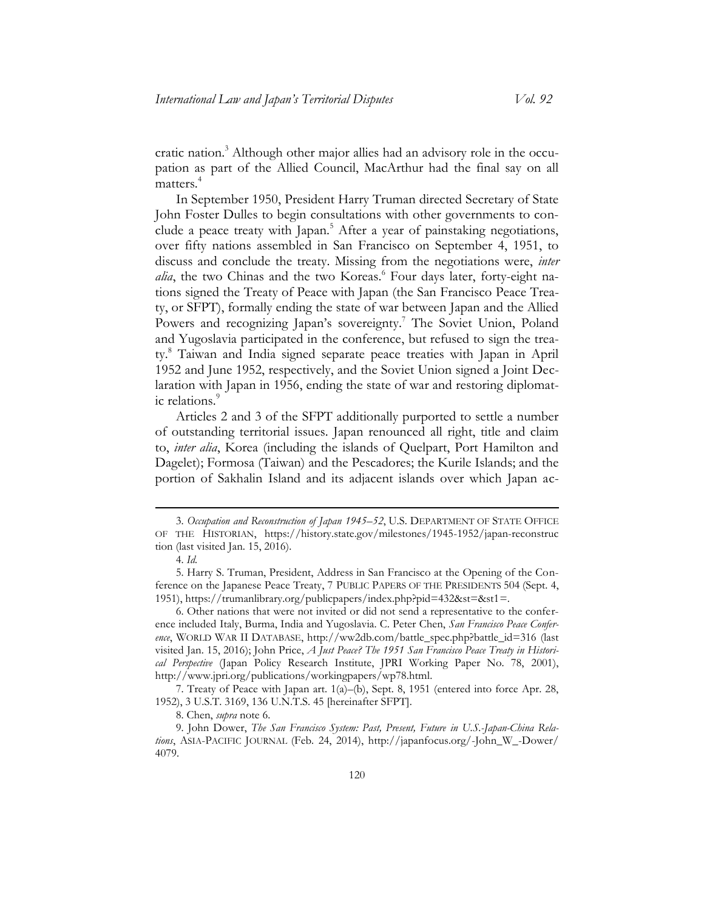cratic nation.[3] Although other major allies had an advisory role in the occupation as part of the Allied Council, MacArthur had the final say on all matters.[4]

In September 1950, President Harry Truman directed Secretary of State John Foster Dulles to begin consultations with other governments to conclude a peace treaty with Japan.[5] After a year of painstaking negotiations, over fifty nations assembled in San Francisco on September 4, 1951, to discuss and conclude the treaty. Missing from the negotiations were, *inter alia*, the two Chinas and the two Koreas.[6] Four days later, forty-eight nations signed the Treaty of Peace with Japan (the San Francisco Peace Treaty, or SFPT), formally ending the state of war between Japan and the Allied Powers and recognizing Japan's sovereignty.[7] The Soviet Union, Poland and Yugoslavia participated in the conference, but refused to sign the treaty.[8] Taiwan and India signed separate peace treaties with Japan in April 1952 and June 1952, respectively, and the Soviet Union signed a Joint Declaration with Japan in 1956, ending the state of war and restoring diplomatic relations.[9]

Articles 2 and 3 of the SFPT additionally purported to settle a number of outstanding territorial issues. Japan renounced all right, title and claim to, *inter alia*, Korea (including the islands of Quelpart, Port Hamilton and Dagelet); Formosa (Taiwan) and the Pescadores; the Kurile Islands; and the portion of Sakhalin Island and its adjacent islands over which Japan ac-

---

3. *Occupation and Reconstruction of Japan 1945–52*, U.S. DEPARTMENT OF STATE OFFICE OF THE HISTORIAN, https://history.state.gov/milestones/1945-1952/japan-reconstruction (last visited Jan. 15, 2016).

4. *Id.*

5. Harry S. Truman, President, Address in San Francisco at the Opening of the Conference on the Japanese Peace Treaty, 7 PUBLIC PAPERS OF THE PRESIDENTS 504 (Sept. 4, 1951), https://trumanlibrary.org/publicpapers/index.php?pid=432&st=&st1=.

6. Other nations that were not invited or did not send a representative to the conference included Italy, Burma, India and Yugoslavia. C. Peter Chen, *San Francisco Peace Conference*, WORLD WAR II DATABASE, http://ww2db.com/battle_spec.php?battle_id=316 (last visited Jan. 15, 2016); John Price, *A Just Peace? The 1951 San Francisco Peace Treaty in Historical Perspective* (Japan Policy Research Institute, JPRI Working Paper No. 78, 2001), http://www.jpri.org/publications/workingpapers/wp78.html.

7. Treaty of Peace with Japan art. 1(a)–(b), Sept. 8, 1951 (entered into force Apr. 28, 1952), 3 U.S.T. 3169, 136 U.N.T.S. 45 [hereinafter SFPT].

8. Chen, *supra* note 6.

9. John Dower, *The San Francisco System: Past, Present, Future in U.S.-Japan-China Relations*, ASIA-PACIFIC JOURNAL (Feb. 24, 2014), http://japanfocus.org/-John_W_-Dower/4079.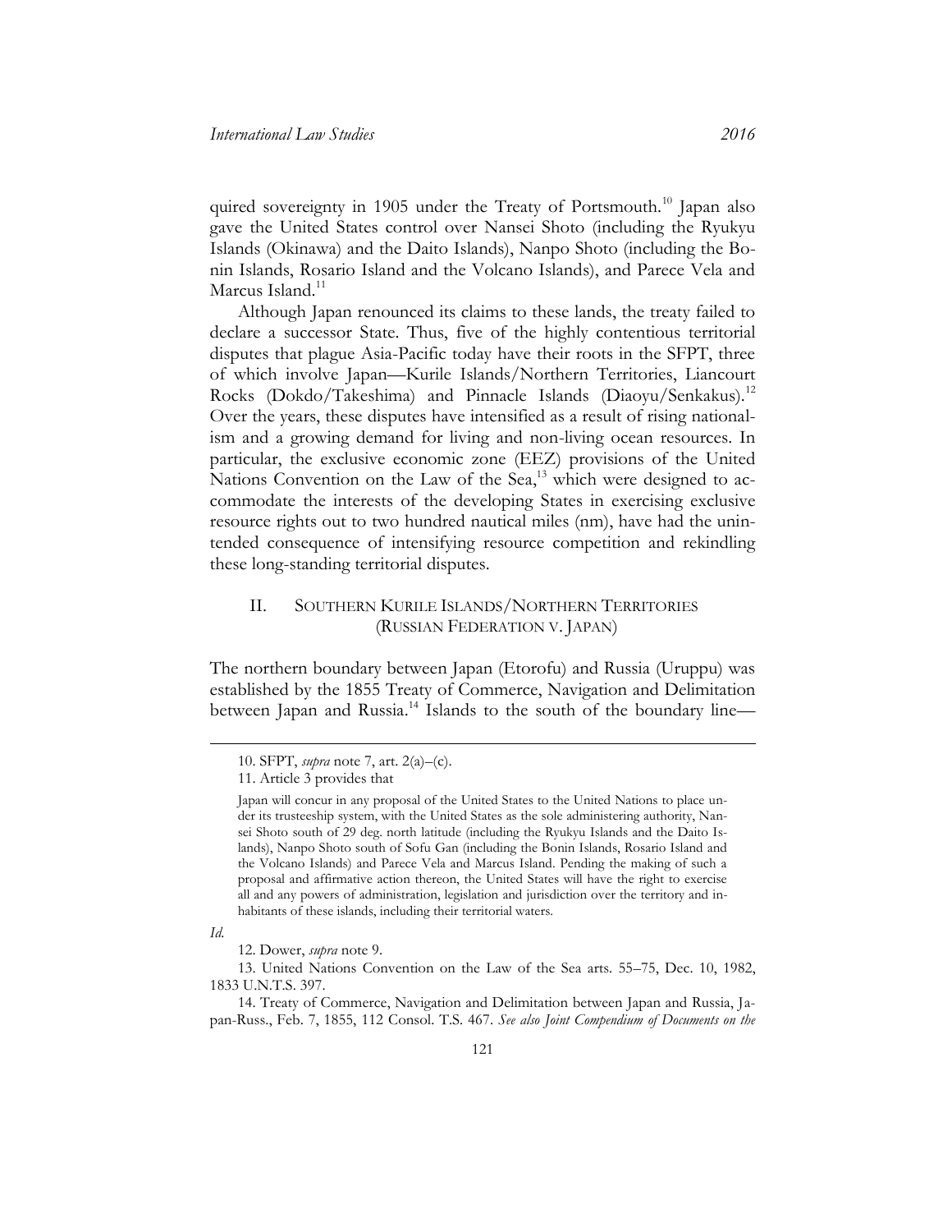quired sovereignty in 1905 under the Treaty of Portsmouth.[10] Japan also gave the United States control over Nansei Shoto (including the Ryukyu Islands (Okinawa) and the Daito Islands), Nanpo Shoto (including the Bonin Islands, Rosario Island and the Volcano Islands), and Parece Vela and Marcus Island.[11]

Although Japan renounced its claims to these lands, the treaty failed to declare a successor State. Thus, five of the highly contentious territorial disputes that plague Asia-Pacific today have their roots in the SFPT, three of which involve Japan—Kurile Islands/Northern Territories, Liancourt Rocks (Dokdo/Takeshima) and Pinnacle Islands (Diaoyu/Senkakus).[12] Over the years, these disputes have intensified as a result of rising nationalism and a growing demand for living and non-living ocean resources. In particular, the exclusive economic zone (EEZ) provisions of the United Nations Convention on the Law of the Sea,[13] which were designed to accommodate the interests of the developing States in exercising exclusive resource rights out to two hundred nautical miles (nm), have had the unintended consequence of intensifying resource competition and rekindling these long-standing territorial disputes.

## II. SOUTHERN KURILE ISLANDS/NORTHERN TERRITORIES (RUSSIAN FEDERATION V. JAPAN)

The northern boundary between Japan (Etorofu) and Russia (Uruppu) was established by the 1855 Treaty of Commerce, Navigation and Delimitation between Japan and Russia.[14] Islands to the south of the boundary line—

---

10. SFPT, *supra* note 7, art. 2(a)–(c).

11. Article 3 provides that

> Japan will concur in any proposal of the United States to the United Nations to place under its trusteeship system, with the United States as the sole administering authority, Nansei Shoto south of 29 deg. north latitude (including the Ryukyu Islands and the Daito Islands), Nanpo Shoto south of Sofu Gan (including the Bonin Islands, Rosario Island and the Volcano Islands) and Parece Vela and Marcus Island. Pending the making of such a proposal and affirmative action thereon, the United States will have the right to exercise all and any powers of administration, legislation and jurisdiction over the territory and inhabitants of these islands, including their territorial waters.

*Id.*

12. Dower, *supra* note 9.

13. United Nations Convention on the Law of the Sea arts. 55–75, Dec. 10, 1982, 1833 U.N.T.S. 397.

14. Treaty of Commerce, Navigation and Delimitation between Japan and Russia, Japan-Russ., Feb. 7, 1855, 112 Consol. T.S. 467. *See also Joint Compendium of Documents on the*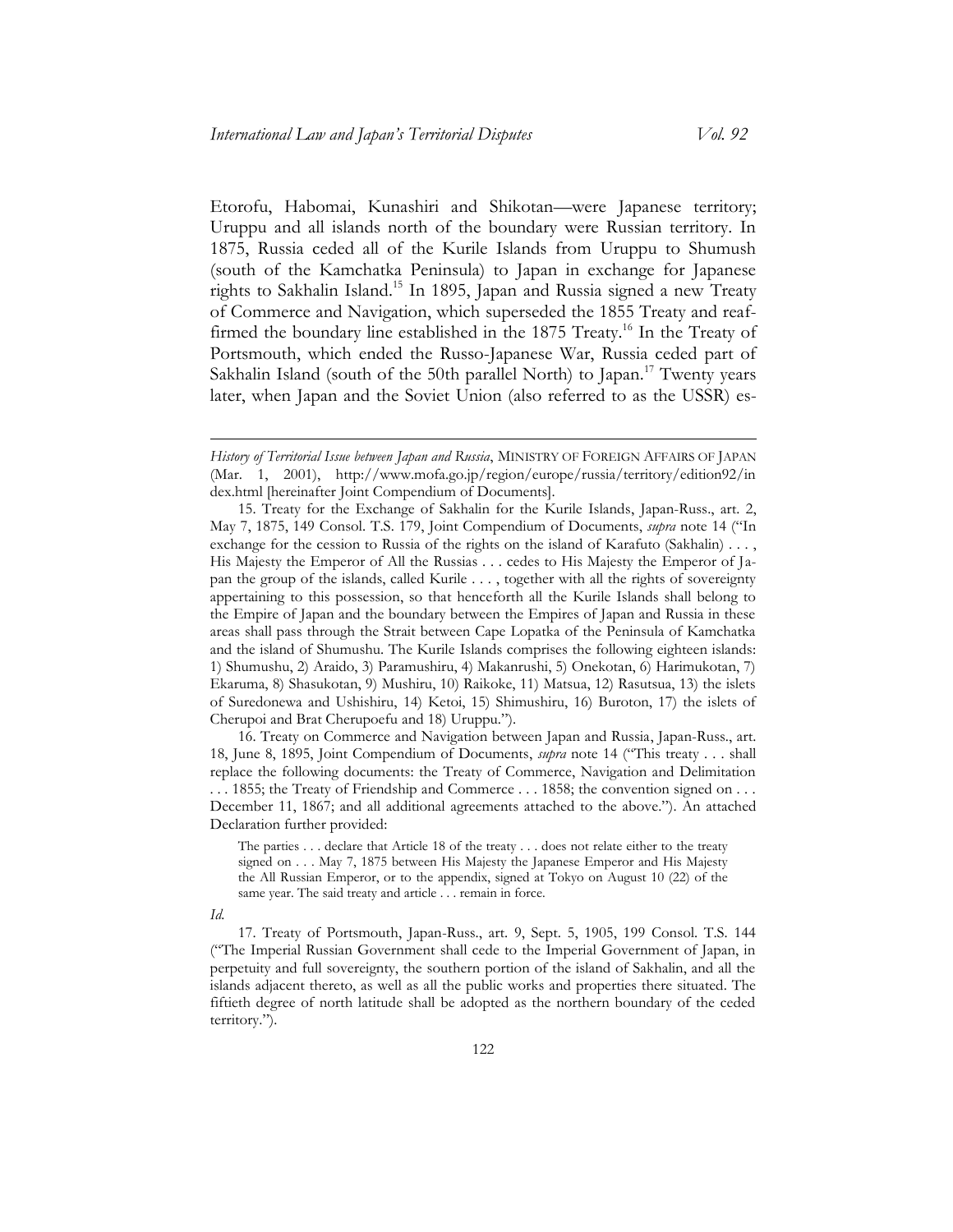Etorofu, Habomai, Kunashiri and Shikotan—were Japanese territory; Uruppu and all islands north of the boundary were Russian territory. In 1875, Russia ceded all of the Kurile Islands from Uruppu to Shumush (south of the Kamchatka Peninsula) to Japan in exchange for Japanese rights to Sakhalin Island.[15] In 1895, Japan and Russia signed a new Treaty of Commerce and Navigation, which superseded the 1855 Treaty and reaffirmed the boundary line established in the 1875 Treaty.[16] In the Treaty of Portsmouth, which ended the Russo-Japanese War, Russia ceded part of Sakhalin Island (south of the 50th parallel North) to Japan.[17] Twenty years later, when Japan and the Soviet Union (also referred to as the USSR) es-

---

*History of Territorial Issue between Japan and Russia*, MINISTRY OF FOREIGN AFFAIRS OF JAPAN (Mar. 1, 2001), http://www.mofa.go.jp/region/europe/russia/territory/edition92/index.html [hereinafter Joint Compendium of Documents].

15. Treaty for the Exchange of Sakhalin for the Kurile Islands, Japan-Russ., art. 2, May 7, 1875, 149 Consol. T.S. 179, Joint Compendium of Documents, *supra* note 14 ("In exchange for the cession to Russia of the rights on the island of Karafuto (Sakhalin) . . . , His Majesty the Emperor of All the Russias . . . cedes to His Majesty the Emperor of Japan the group of the islands, called Kurile . . . , together with all the rights of sovereignty appertaining to this possession, so that henceforth all the Kurile Islands shall belong to the Empire of Japan and the boundary between the Empires of Japan and Russia in these areas shall pass through the Strait between Cape Lopatka of the Peninsula of Kamchatka and the island of Shumushu. The Kurile Islands comprises the following eighteen islands: 1) Shumushu, 2) Araido, 3) Paramushiru, 4) Makanrushi, 5) Onekotan, 6) Harimukotan, 7) Ekaruma, 8) Shasukotan, 9) Mushiru, 10) Raikoke, 11) Matsua, 12) Rasutsua, 13) the islets of Suredonewa and Ushishiru, 14) Ketoi, 15) Shimushiru, 16) Buroton, 17) the islets of Cherupoi and Brat Cherupoefu and 18) Uruppu.").

16. Treaty on Commerce and Navigation between Japan and Russia, Japan-Russ., art. 18, June 8, 1895, Joint Compendium of Documents, *supra* note 14 ("This treaty . . . shall replace the following documents: the Treaty of Commerce, Navigation and Delimitation . . . 1855; the Treaty of Friendship and Commerce . . . 1858; the convention signed on . . . December 11, 1867; and all additional agreements attached to the above."). An attached Declaration further provided:

> The parties . . . declare that Article 18 of the treaty . . . does not relate either to the treaty signed on . . . May 7, 1875 between His Majesty the Japanese Emperor and His Majesty the All Russian Emperor, or to the appendix, signed at Tokyo on August 10 (22) of the same year. The said treaty and article . . . remain in force.

*Id.*

17. Treaty of Portsmouth, Japan-Russ., art. 9, Sept. 5, 1905, 199 Consol. T.S. 144 ("The Imperial Russian Government shall cede to the Imperial Government of Japan, in perpetuity and full sovereignty, the southern portion of the island of Sakhalin, and all the islands adjacent thereto, as well as all the public works and properties there situated. The fiftieth degree of north latitude shall be adopted as the northern boundary of the ceded territory.").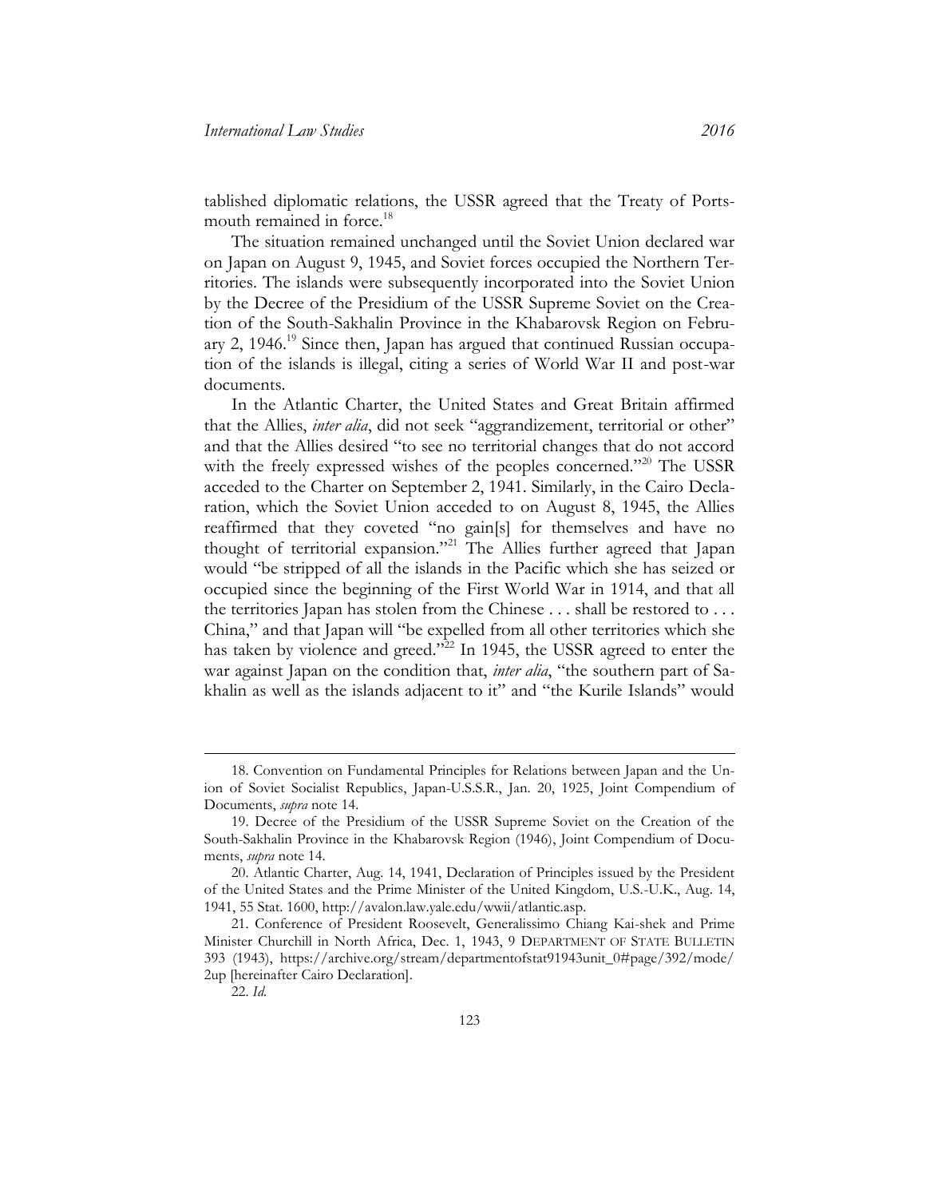tablished diplomatic relations, the USSR agreed that the Treaty of Portsmouth remained in force.[18]

The situation remained unchanged until the Soviet Union declared war on Japan on August 9, 1945, and Soviet forces occupied the Northern Territories. The islands were subsequently incorporated into the Soviet Union by the Decree of the Presidium of the USSR Supreme Soviet on the Creation of the South-Sakhalin Province in the Khabarovsk Region on February 2, 1946.[19] Since then, Japan has argued that continued Russian occupation of the islands is illegal, citing a series of World War II and post-war documents.

In the Atlantic Charter, the United States and Great Britain affirmed that the Allies, *inter alia*, did not seek "aggrandizement, territorial or other" and that the Allies desired "to see no territorial changes that do not accord with the freely expressed wishes of the peoples concerned."[20] The USSR acceded to the Charter on September 2, 1941. Similarly, in the Cairo Declaration, which the Soviet Union acceded to on August 8, 1945, the Allies reaffirmed that they coveted "no gain[s] for themselves and have no thought of territorial expansion."[21] The Allies further agreed that Japan would "be stripped of all the islands in the Pacific which she has seized or occupied since the beginning of the First World War in 1914, and that all the territories Japan has stolen from the Chinese . . . shall be restored to . . . China," and that Japan will "be expelled from all other territories which she has taken by violence and greed."[22] In 1945, the USSR agreed to enter the war against Japan on the condition that, *inter alia*, "the southern part of Sakhalin as well as the islands adjacent to it" and "the Kurile Islands" would

---

18. Convention on Fundamental Principles for Relations between Japan and the Union of Soviet Socialist Republics, Japan-U.S.S.R., Jan. 20, 1925, Joint Compendium of Documents, *supra* note 14.

19. Decree of the Presidium of the USSR Supreme Soviet on the Creation of the South-Sakhalin Province in the Khabarovsk Region (1946), Joint Compendium of Documents, *supra* note 14.

20. Atlantic Charter, Aug. 14, 1941, Declaration of Principles issued by the President of the United States and the Prime Minister of the United Kingdom, U.S.-U.K., Aug. 14, 1941, 55 Stat. 1600, http://avalon.law.yale.edu/wwii/atlantic.asp.

21. Conference of President Roosevelt, Generalissimo Chiang Kai-shek and Prime Minister Churchill in North Africa, Dec. 1, 1943, 9 DEPARTMENT OF STATE BULLETIN 393 (1943), https://archive.org/stream/departmentofstat91943unit_0#page/392/mode/2up [hereinafter Cairo Declaration].

22. *Id.*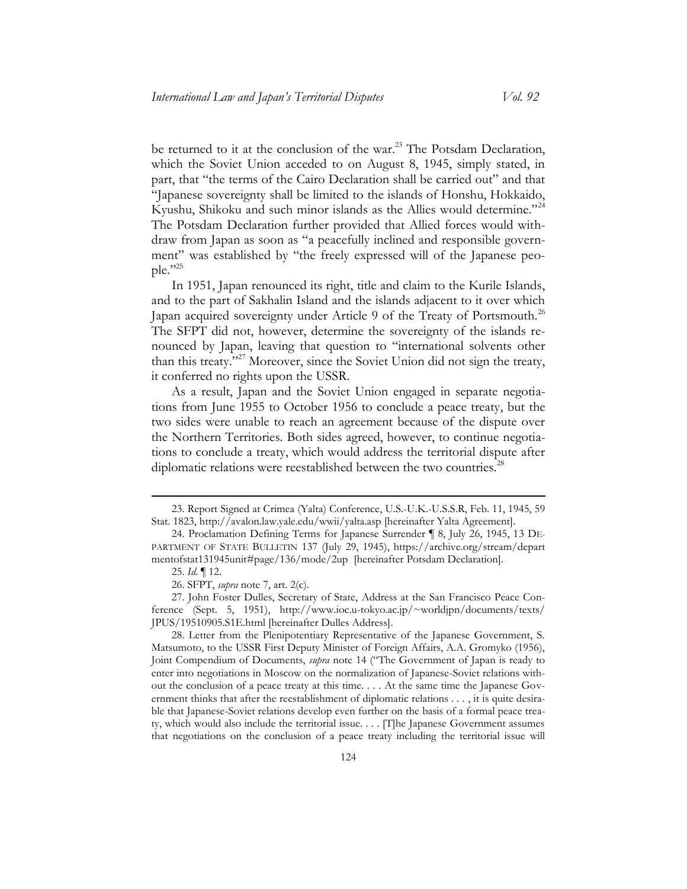be returned to it at the conclusion of the war.[23] The Potsdam Declaration, which the Soviet Union acceded to on August 8, 1945, simply stated, in part, that "the terms of the Cairo Declaration shall be carried out" and that "Japanese sovereignty shall be limited to the islands of Honshu, Hokkaido, Kyushu, Shikoku and such minor islands as the Allies would determine."[24] The Potsdam Declaration further provided that Allied forces would withdraw from Japan as soon as "a peacefully inclined and responsible government" was established by "the freely expressed will of the Japanese people."[25]

In 1951, Japan renounced its right, title and claim to the Kurile Islands, and to the part of Sakhalin Island and the islands adjacent to it over which Japan acquired sovereignty under Article 9 of the Treaty of Portsmouth.[26] The SFPT did not, however, determine the sovereignty of the islands renounced by Japan, leaving that question to "international solvents other than this treaty."[27] Moreover, since the Soviet Union did not sign the treaty, it conferred no rights upon the USSR.

As a result, Japan and the Soviet Union engaged in separate negotiations from June 1955 to October 1956 to conclude a peace treaty, but the two sides were unable to reach an agreement because of the dispute over the Northern Territories. Both sides agreed, however, to continue negotiations to conclude a treaty, which would address the territorial dispute after diplomatic relations were reestablished between the two countries.[28]

---

23. Report Signed at Crimea (Yalta) Conference, U.S.-U.K.-U.S.S.R, Feb. 11, 1945, 59 Stat. 1823, http://avalon.law.yale.edu/wwii/yalta.asp [hereinafter Yalta Agreement].

24. Proclamation Defining Terms for Japanese Surrender ¶ 8, July 26, 1945, 13 DEPARTMENT OF STATE BULLETIN 137 (July 29, 1945), https://archive.org/stream/departmentofstat131945unit#page/136/mode/2up [hereinafter Potsdam Declaration].

25. *Id.* ¶ 12.

26. SFPT, *supra* note 7, art. 2(c).

27. John Foster Dulles, Secretary of State, Address at the San Francisco Peace Conference (Sept. 5, 1951), http://www.ioc.u-tokyo.ac.jp/~worldjpn/documents/texts/JPUS/19510905.S1E.html [hereinafter Dulles Address].

28. Letter from the Plenipotentiary Representative of the Japanese Government, S. Matsumoto, to the USSR First Deputy Minister of Foreign Affairs, A.A. Gromyko (1956), Joint Compendium of Documents, *supra* note 14 ("The Government of Japan is ready to enter into negotiations in Moscow on the normalization of Japanese-Soviet relations without the conclusion of a peace treaty at this time. . . . At the same time the Japanese Government thinks that after the reestablishment of diplomatic relations . . . , it is quite desirable that Japanese-Soviet relations develop even further on the basis of a formal peace treaty, which would also include the territorial issue. . . . [T]he Japanese Government assumes that negotiations on the conclusion of a peace treaty including the territorial issue will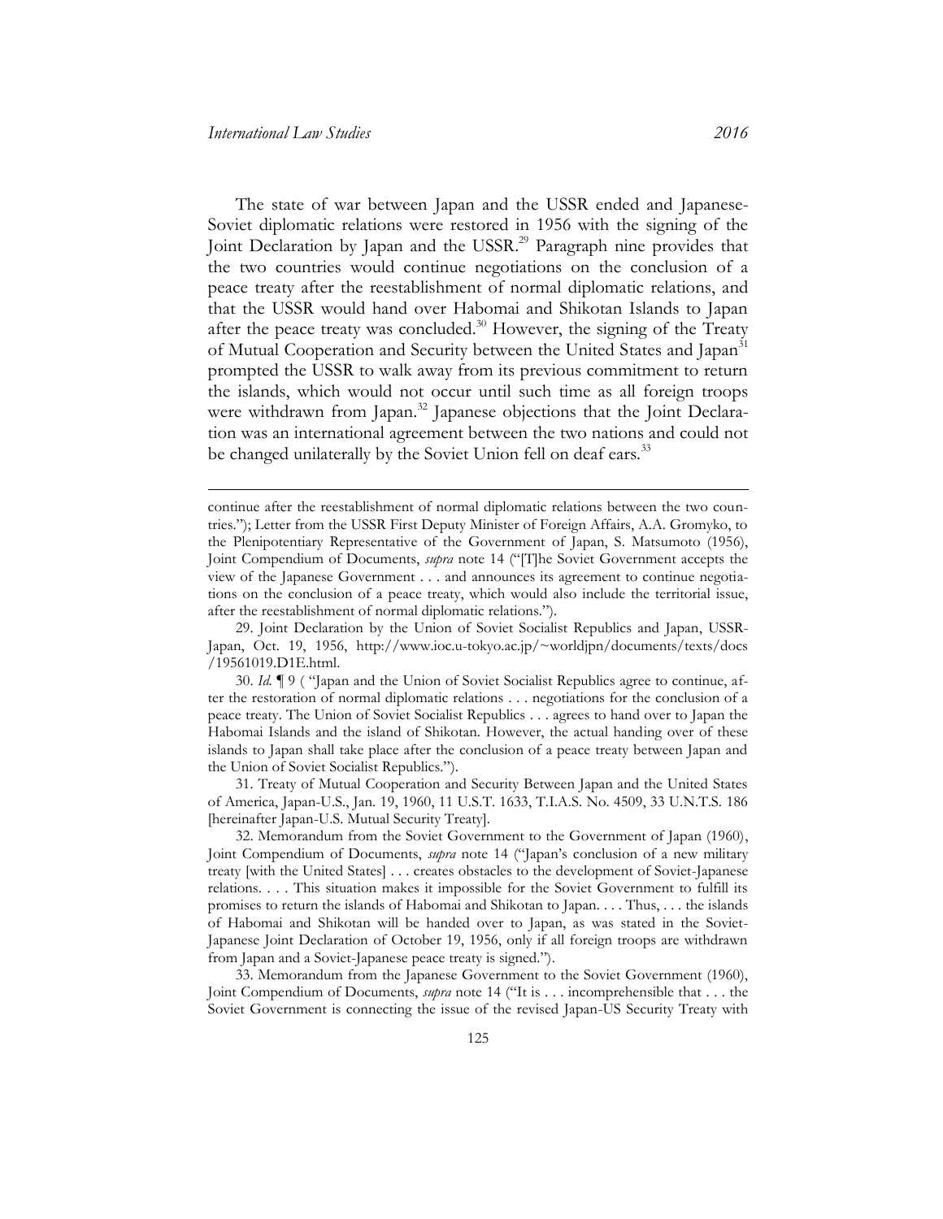The state of war between Japan and the USSR ended and Japanese-Soviet diplomatic relations were restored in 1956 with the signing of the Joint Declaration by Japan and the USSR.[29] Paragraph nine provides that the two countries would continue negotiations on the conclusion of a peace treaty after the reestablishment of normal diplomatic relations, and that the USSR would hand over Habomai and Shikotan Islands to Japan after the peace treaty was concluded.[30] However, the signing of the Treaty of Mutual Cooperation and Security between the United States and Japan[31] prompted the USSR to walk away from its previous commitment to return the islands, which would not occur until such time as all foreign troops were withdrawn from Japan.[32] Japanese objections that the Joint Declaration was an international agreement between the two nations and could not be changed unilaterally by the Soviet Union fell on deaf ears.[33]

---

continue after the reestablishment of normal diplomatic relations between the two countries."); Letter from the USSR First Deputy Minister of Foreign Affairs, A.A. Gromyko, to the Plenipotentiary Representative of the Government of Japan, S. Matsumoto (1956), Joint Compendium of Documents, *supra* note 14 ("[T]he Soviet Government accepts the view of the Japanese Government . . . and announces its agreement to continue negotiations on the conclusion of a peace treaty, which would also include the territorial issue, after the reestablishment of normal diplomatic relations.").

29. Joint Declaration by the Union of Soviet Socialist Republics and Japan, USSR-Japan, Oct. 19, 1956, http://www.ioc.u-tokyo.ac.jp/~worldjpn/documents/texts/docs/19561019.D1E.html.

30. *Id.* ¶ 9 ( "Japan and the Union of Soviet Socialist Republics agree to continue, after the restoration of normal diplomatic relations . . . negotiations for the conclusion of a peace treaty. The Union of Soviet Socialist Republics . . . agrees to hand over to Japan the Habomai Islands and the island of Shikotan. However, the actual handing over of these islands to Japan shall take place after the conclusion of a peace treaty between Japan and the Union of Soviet Socialist Republics.").

31. Treaty of Mutual Cooperation and Security Between Japan and the United States of America, Japan-U.S., Jan. 19, 1960, 11 U.S.T. 1633, T.I.A.S. No. 4509, 33 U.N.T.S. 186 [hereinafter Japan-U.S. Mutual Security Treaty].

32. Memorandum from the Soviet Government to the Government of Japan (1960), Joint Compendium of Documents, *supra* note 14 ("Japan's conclusion of a new military treaty [with the United States] . . . creates obstacles to the development of Soviet-Japanese relations. . . . This situation makes it impossible for the Soviet Government to fulfill its promises to return the islands of Habomai and Shikotan to Japan. . . . Thus, . . . the islands of Habomai and Shikotan will be handed over to Japan, as was stated in the Soviet-Japanese Joint Declaration of October 19, 1956, only if all foreign troops are withdrawn from Japan and a Soviet-Japanese peace treaty is signed.").

33. Memorandum from the Japanese Government to the Soviet Government (1960), Joint Compendium of Documents, *supra* note 14 ("It is . . . incomprehensible that . . . the Soviet Government is connecting the issue of the revised Japan-US Security Treaty with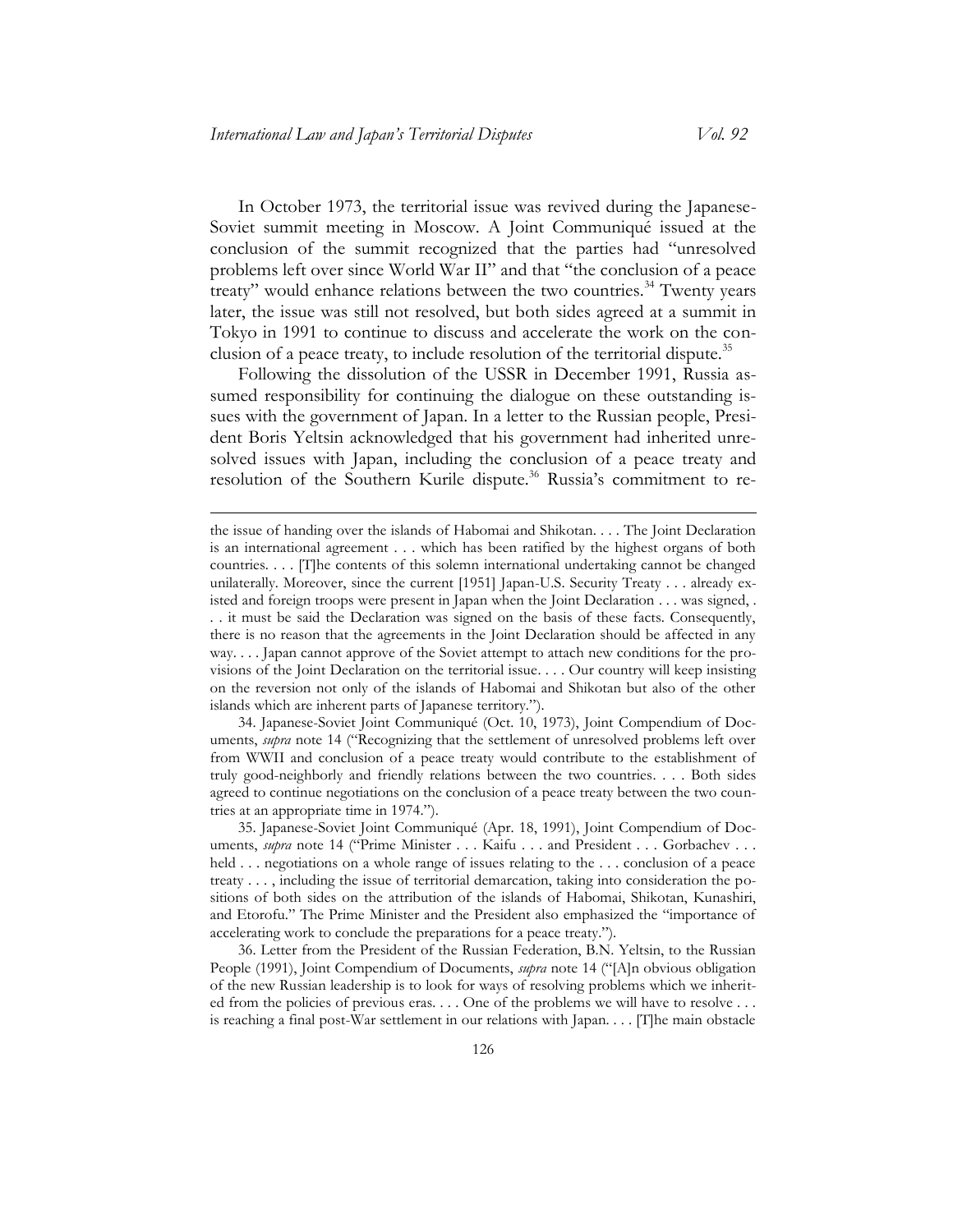In October 1973, the territorial issue was revived during the Japanese-Soviet summit meeting in Moscow. A Joint Communiqué issued at the conclusion of the summit recognized that the parties had "unresolved problems left over since World War II" and that "the conclusion of a peace treaty" would enhance relations between the two countries.[34] Twenty years later, the issue was still not resolved, but both sides agreed at a summit in Tokyo in 1991 to continue to discuss and accelerate the work on the conclusion of a peace treaty, to include resolution of the territorial dispute.[35]

Following the dissolution of the USSR in December 1991, Russia assumed responsibility for continuing the dialogue on these outstanding issues with the government of Japan. In a letter to the Russian people, President Boris Yeltsin acknowledged that his government had inherited unresolved issues with Japan, including the conclusion of a peace treaty and resolution of the Southern Kurile dispute.[36] Russia's commitment to re-

---

the issue of handing over the islands of Habomai and Shikotan. . . . The Joint Declaration is an international agreement . . . which has been ratified by the highest organs of both countries. . . . [T]he contents of this solemn international undertaking cannot be changed unilaterally. Moreover, since the current [1951] Japan-U.S. Security Treaty . . . already existed and foreign troops were present in Japan when the Joint Declaration . . . was signed, . . . it must be said the Declaration was signed on the basis of these facts. Consequently, there is no reason that the agreements in the Joint Declaration should be affected in any way. . . . Japan cannot approve of the Soviet attempt to attach new conditions for the provisions of the Joint Declaration on the territorial issue. . . . Our country will keep insisting on the reversion not only of the islands of Habomai and Shikotan but also of the other islands which are inherent parts of Japanese territory.").

34. Japanese-Soviet Joint Communiqué (Oct. 10, 1973), Joint Compendium of Documents, *supra* note 14 ("Recognizing that the settlement of unresolved problems left over from WWII and conclusion of a peace treaty would contribute to the establishment of truly good-neighborly and friendly relations between the two countries. . . . Both sides agreed to continue negotiations on the conclusion of a peace treaty between the two countries at an appropriate time in 1974.").

35. Japanese-Soviet Joint Communiqué (Apr. 18, 1991), Joint Compendium of Documents, *supra* note 14 ("Prime Minister . . . Kaifu . . . and President . . . Gorbachev . . . held . . . negotiations on a whole range of issues relating to the . . . conclusion of a peace treaty . . . , including the issue of territorial demarcation, taking into consideration the positions of both sides on the attribution of the islands of Habomai, Shikotan, Kunashiri, and Etorofu." The Prime Minister and the President also emphasized the "importance of accelerating work to conclude the preparations for a peace treaty.").

36. Letter from the President of the Russian Federation, B.N. Yeltsin, to the Russian People (1991), Joint Compendium of Documents, *supra* note 14 ("[A]n obvious obligation of the new Russian leadership is to look for ways of resolving problems which we inherited from the policies of previous eras. . . . One of the problems we will have to resolve . . . is reaching a final post-War settlement in our relations with Japan. . . . [T]he main obstacle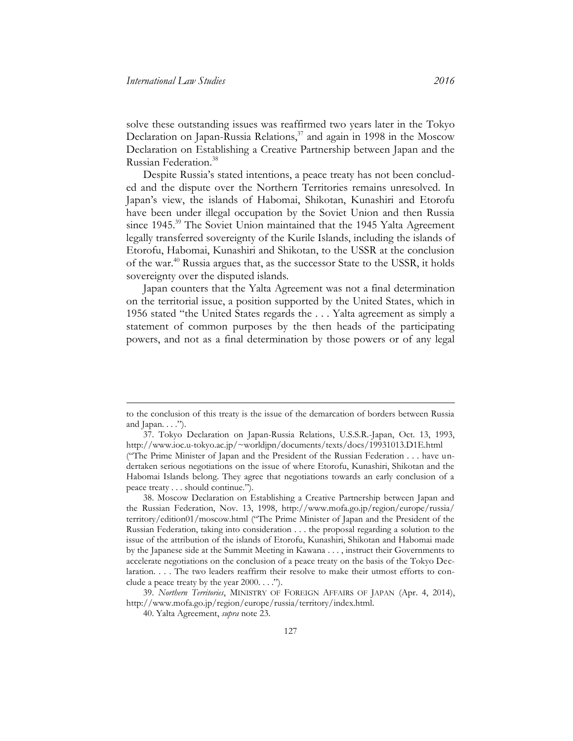solve these outstanding issues was reaffirmed two years later in the Tokyo Declaration on Japan-Russia Relations,[37] and again in 1998 in the Moscow Declaration on Establishing a Creative Partnership between Japan and the Russian Federation.[38]

Despite Russia's stated intentions, a peace treaty has not been concluded and the dispute over the Northern Territories remains unresolved. In Japan's view, the islands of Habomai, Shikotan, Kunashiri and Etorofu have been under illegal occupation by the Soviet Union and then Russia since 1945.[39] The Soviet Union maintained that the 1945 Yalta Agreement legally transferred sovereignty of the Kurile Islands, including the islands of Etorofu, Habomai, Kunashiri and Shikotan, to the USSR at the conclusion of the war.[40] Russia argues that, as the successor State to the USSR, it holds sovereignty over the disputed islands.

Japan counters that the Yalta Agreement was not a final determination on the territorial issue, a position supported by the United States, which in 1956 stated "the United States regards the . . . Yalta agreement as simply a statement of common purposes by the then heads of the participating powers, and not as a final determination by those powers or of any legal

---

to the conclusion of this treaty is the issue of the demarcation of borders between Russia and Japan. . . .").

37. Tokyo Declaration on Japan-Russia Relations, U.S.S.R.-Japan, Oct. 13, 1993, http://www.ioc.u-tokyo.ac.jp/~worldjpn/documents/texts/docs/19931013.D1E.html ("The Prime Minister of Japan and the President of the Russian Federation . . . have undertaken serious negotiations on the issue of where Etorofu, Kunashiri, Shikotan and the Habomai Islands belong. They agree that negotiations towards an early conclusion of a peace treaty . . . should continue.").

38. Moscow Declaration on Establishing a Creative Partnership between Japan and the Russian Federation, Nov. 13, 1998, http://www.mofa.go.jp/region/europe/russia/territory/edition01/moscow.html ("The Prime Minister of Japan and the President of the Russian Federation, taking into consideration . . . the proposal regarding a solution to the issue of the attribution of the islands of Etorofu, Kunashiri, Shikotan and Habomai made by the Japanese side at the Summit Meeting in Kawana . . . , instruct their Governments to accelerate negotiations on the conclusion of a peace treaty on the basis of the Tokyo Declaration. . . . The two leaders reaffirm their resolve to make their utmost efforts to conclude a peace treaty by the year 2000. . . .").

39. *Northern Territories*, MINISTRY OF FOREIGN AFFAIRS OF JAPAN (Apr. 4, 2014), http://www.mofa.go.jp/region/europe/russia/territory/index.html.

40. Yalta Agreement, *supra* note 23.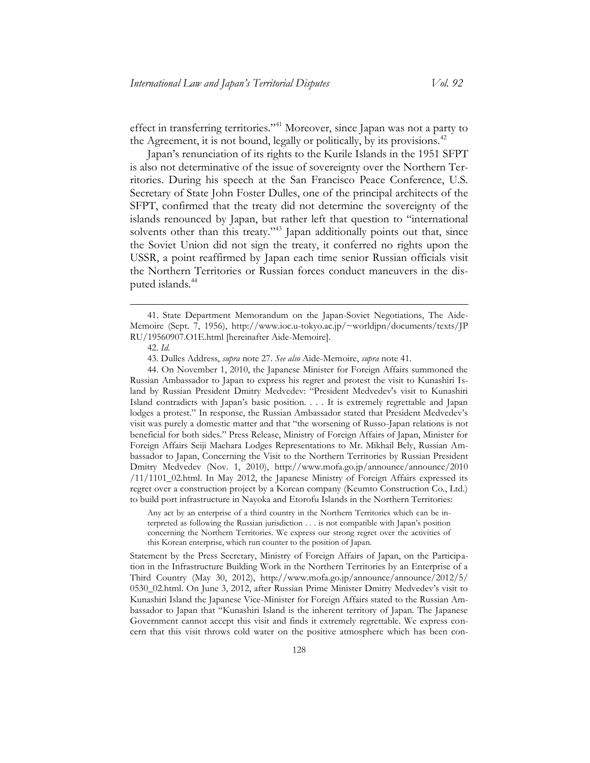effect in transferring territories."[41] Moreover, since Japan was not a party to the Agreement, it is not bound, legally or politically, by its provisions.[42]

Japan's renunciation of its rights to the Kurile Islands in the 1951 SFPT is also not determinative of the issue of sovereignty over the Northern Territories. During his speech at the San Francisco Peace Conference, U.S. Secretary of State John Foster Dulles, one of the principal architects of the SFPT, confirmed that the treaty did not determine the sovereignty of the islands renounced by Japan, but rather left that question to "international solvents other than this treaty."[43] Japan additionally points out that, since the Soviet Union did not sign the treaty, it conferred no rights upon the USSR, a point reaffirmed by Japan each time senior Russian officials visit the Northern Territories or Russian forces conduct maneuvers in the disputed islands.[44]

---

41. State Department Memorandum on the Japan-Soviet Negotiations, The Aide-Memoire (Sept. 7, 1956), http://www.ioc.u-tokyo.ac.jp/~worldjpn/documents/texts/JPRU/19560907.O1E.html [hereinafter Aide-Memoire].

42. *Id.*

43. Dulles Address, *supra* note 27. *See also* Aide-Memoire, *supra* note 41.

44. On November 1, 2010, the Japanese Minister for Foreign Affairs summoned the Russian Ambassador to Japan to express his regret and protest the visit to Kunashiri Island by Russian President Dmitry Medvedev: "President Medvedev's visit to Kunashiri Island contradicts with Japan's basic position. . . . It is extremely regrettable and Japan lodges a protest." In response, the Russian Ambassador stated that President Medvedev's visit was purely a domestic matter and that "the worsening of Russo-Japan relations is not beneficial for both sides." Press Release, Ministry of Foreign Affairs of Japan, Minister for Foreign Affairs Seiji Maehara Lodges Representations to Mr. Mikhail Bely, Russian Ambassador to Japan, Concerning the Visit to the Northern Territories by Russian President Dmitry Medvedev (Nov. 1, 2010), http://www.mofa.go.jp/announce/announce/2010/11/1101_02.html. In May 2012, the Japanese Ministry of Foreign Affairs expressed its regret over a construction project by a Korean company (Keumto Construction Co., Ltd.) to build port infrastructure in Nayoka and Etorofu Islands in the Northern Territories:

> Any act by an enterprise of a third country in the Northern Territories which can be interpreted as following the Russian jurisdiction . . . is not compatible with Japan's position concerning the Northern Territories. We express our strong regret over the activities of this Korean enterprise, which run counter to the position of Japan.

Statement by the Press Secretary, Ministry of Foreign Affairs of Japan, on the Participation in the Infrastructure Building Work in the Northern Territories by an Enterprise of a Third Country (May 30, 2012), http://www.mofa.go.jp/announce/announce/2012/5/0530_02.html. On June 3, 2012, after Russian Prime Minister Dmitry Medvedev's visit to Kunashiri Island the Japanese Vice-Minister for Foreign Affairs stated to the Russian Ambassador to Japan that "Kunashiri Island is the inherent territory of Japan. The Japanese Government cannot accept this visit and finds it extremely regrettable. We express concern that this visit throws cold water on the positive atmosphere which has been con-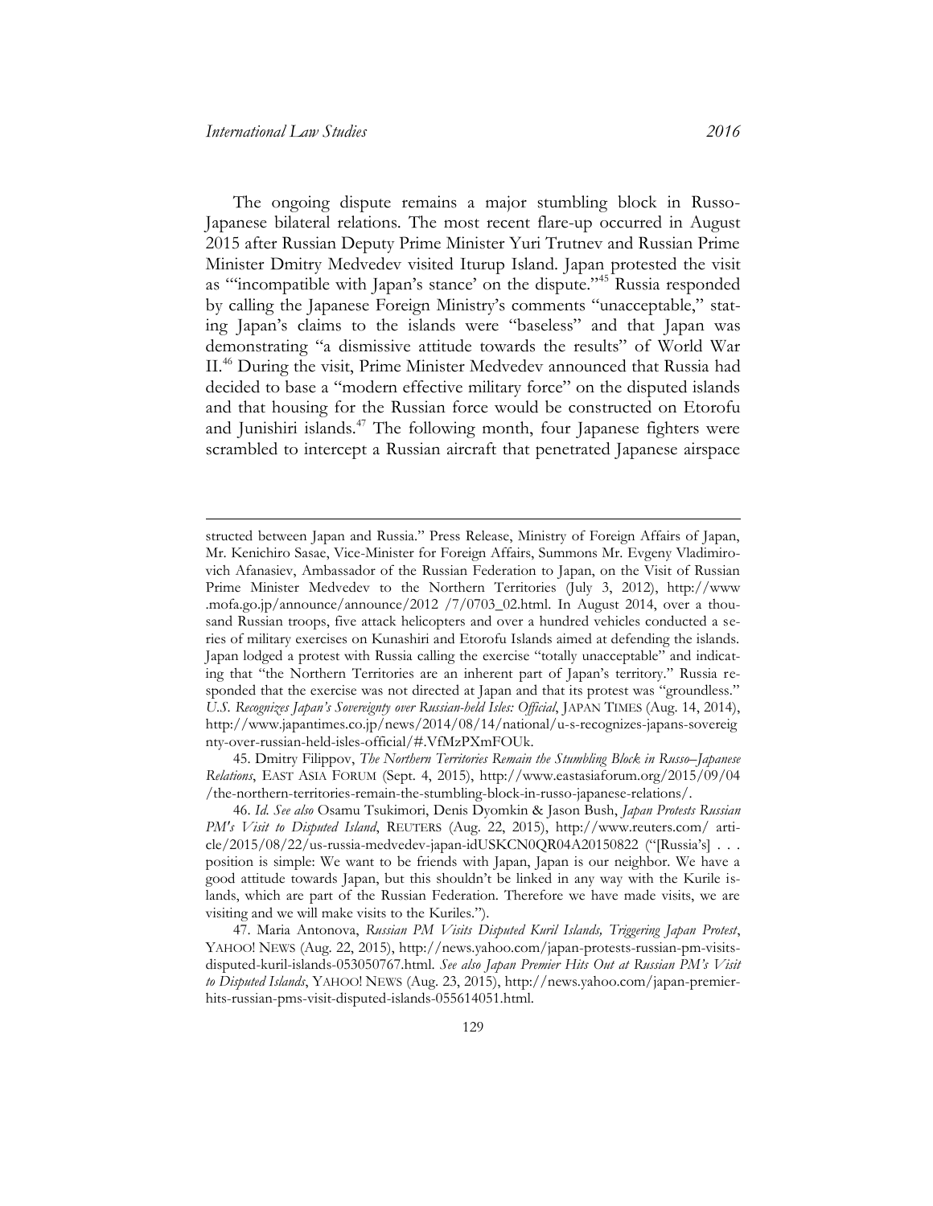The ongoing dispute remains a major stumbling block in Russo-Japanese bilateral relations. The most recent flare-up occurred in August 2015 after Russian Deputy Prime Minister Yuri Trutnev and Russian Prime Minister Dmitry Medvedev visited Iturup Island. Japan protested the visit as "'incompatible with Japan's stance' on the dispute."[45] Russia responded by calling the Japanese Foreign Ministry's comments "unacceptable," stating Japan's claims to the islands were "baseless" and that Japan was demonstrating "a dismissive attitude towards the results" of World War II.[46] During the visit, Prime Minister Medvedev announced that Russia had decided to base a "modern effective military force" on the disputed islands and that housing for the Russian force would be constructed on Etorofu and Junishiri islands.[47] The following month, four Japanese fighters were scrambled to intercept a Russian aircraft that penetrated Japanese airspace

---

structed between Japan and Russia." Press Release, Ministry of Foreign Affairs of Japan, Mr. Kenichiro Sasae, Vice-Minister for Foreign Affairs, Summons Mr. Evgeny Vladimirovich Afanasiev, Ambassador of the Russian Federation to Japan, on the Visit of Russian Prime Minister Medvedev to the Northern Territories (July 3, 2012), http://www.mofa.go.jp/announce/announce/2012 /7/0703_02.html. In August 2014, over a thousand Russian troops, five attack helicopters and over a hundred vehicles conducted a series of military exercises on Kunashiri and Etorofu Islands aimed at defending the islands. Japan lodged a protest with Russia calling the exercise "totally unacceptable" and indicating that "the Northern Territories are an inherent part of Japan's territory." Russia responded that the exercise was not directed at Japan and that its protest was "groundless." *U.S. Recognizes Japan's Sovereignty over Russian-held Isles: Official*, JAPAN TIMES (Aug. 14, 2014), http://www.japantimes.co.jp/news/2014/08/14/national/u-s-recognizes-japans-sovereignty-over-russian-held-isles-official/#.VfMzPXmFOUk.

45. Dmitry Filippov, *The Northern Territories Remain the Stumbling Block in Russo–Japanese Relations*, EAST ASIA FORUM (Sept. 4, 2015), http://www.eastasiaforum.org/2015/09/04/the-northern-territories-remain-the-stumbling-block-in-russo-japanese-relations/.

46. *Id. See also* Osamu Tsukimori, Denis Dyomkin & Jason Bush, *Japan Protests Russian PM's Visit to Disputed Island*, REUTERS (Aug. 22, 2015), http://www.reuters.com/ article/2015/08/22/us-russia-medvedev-japan-idUSKCN0QR04A20150822 ("[Russia's] . . . position is simple: We want to be friends with Japan, Japan is our neighbor. We have a good attitude towards Japan, but this shouldn't be linked in any way with the Kurile islands, which are part of the Russian Federation. Therefore we have made visits, we are visiting and we will make visits to the Kuriles.").

47. Maria Antonova, *Russian PM Visits Disputed Kuril Islands, Triggering Japan Protest*, YAHOO! NEWS (Aug. 22, 2015), http://news.yahoo.com/japan-protests-russian-pm-visits-disputed-kuril-islands-053050767.html. *See also Japan Premier Hits Out at Russian PM's Visit to Disputed Islands*, YAHOO! NEWS (Aug. 23, 2015), http://news.yahoo.com/japan-premier-hits-russian-pms-visit-disputed-islands-055614051.html.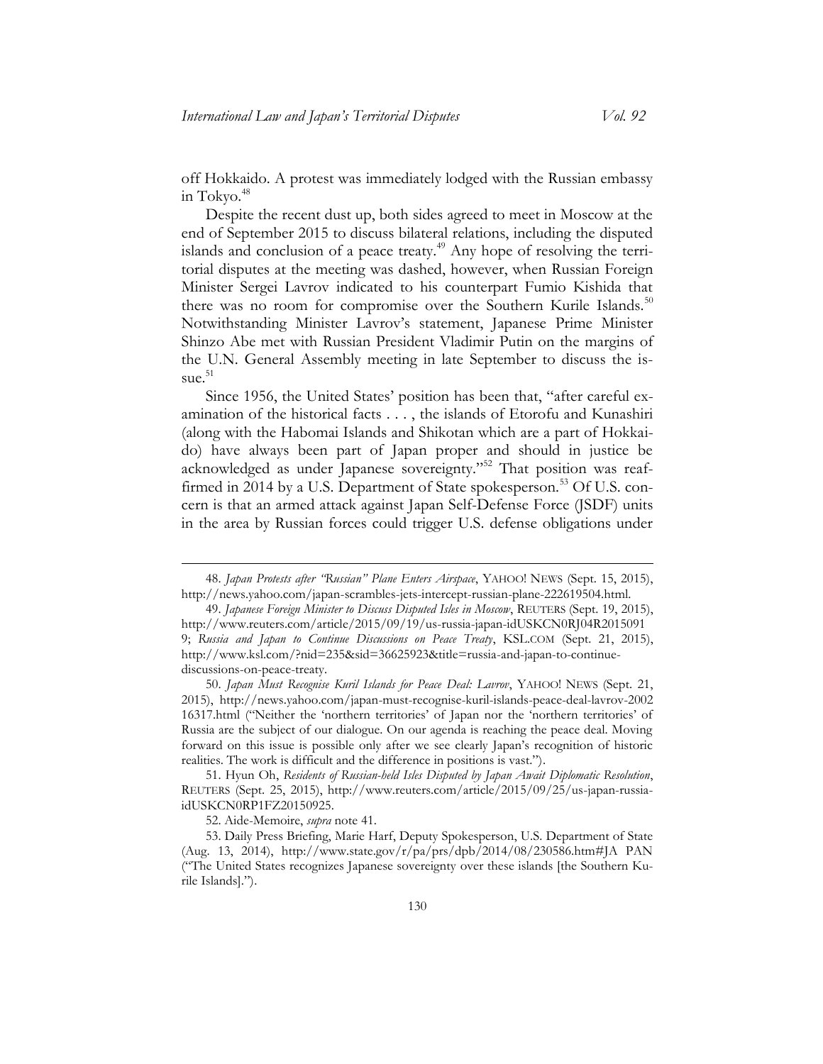off Hokkaido. A protest was immediately lodged with the Russian embassy in Tokyo.[48]

Despite the recent dust up, both sides agreed to meet in Moscow at the end of September 2015 to discuss bilateral relations, including the disputed islands and conclusion of a peace treaty.[49] Any hope of resolving the territorial disputes at the meeting was dashed, however, when Russian Foreign Minister Sergei Lavrov indicated to his counterpart Fumio Kishida that there was no room for compromise over the Southern Kurile Islands.[50] Notwithstanding Minister Lavrov's statement, Japanese Prime Minister Shinzo Abe met with Russian President Vladimir Putin on the margins of the U.N. General Assembly meeting in late September to discuss the issue.[51]

Since 1956, the United States' position has been that, "after careful examination of the historical facts . . . , the islands of Etorofu and Kunashiri (along with the Habomai Islands and Shikotan which are a part of Hokkaido) have always been part of Japan proper and should in justice be acknowledged as under Japanese sovereignty."[52] That position was reaffirmed in 2014 by a U.S. Department of State spokesperson.[53] Of U.S. concern is that an armed attack against Japan Self-Defense Force (JSDF) units in the area by Russian forces could trigger U.S. defense obligations under

---

48. *Japan Protests after "Russian" Plane Enters Airspace*, YAHOO! NEWS (Sept. 15, 2015), http://news.yahoo.com/japan-scrambles-jets-intercept-russian-plane-222619504.html.

49. *Japanese Foreign Minister to Discuss Disputed Isles in Moscow*, REUTERS (Sept. 19, 2015), http://www.reuters.com/article/2015/09/19/us-russia-japan-idUSKCN0RJ04R20150919; *Russia and Japan to Continue Discussions on Peace Treaty*, KSL.COM (Sept. 21, 2015), http://www.ksl.com/?nid=235&sid=36625923&title=russia-and-japan-to-continue-discussions-on-peace-treaty.

50. *Japan Must Recognise Kuril Islands for Peace Deal: Lavrov*, YAHOO! NEWS (Sept. 21, 2015), http://news.yahoo.com/japan-must-recognise-kuril-islands-peace-deal-lavrov-200216317.html ("Neither the 'northern territories' of Japan nor the 'northern territories' of Russia are the subject of our dialogue. On our agenda is reaching the peace deal. Moving forward on this issue is possible only after we see clearly Japan's recognition of historic realities. The work is difficult and the difference in positions is vast.").

51. Hyun Oh, *Residents of Russian-held Isles Disputed by Japan Await Diplomatic Resolution*, REUTERS (Sept. 25, 2015), http://www.reuters.com/article/2015/09/25/us-japan-russia-idUSKCN0RP1FZ20150925.

52. Aide-Memoire, *supra* note 41.

53. Daily Press Briefing, Marie Harf, Deputy Spokesperson, U.S. Department of State (Aug. 13, 2014), http://www.state.gov/r/pa/prs/dpb/2014/08/230586.htm#JAPAN ("The United States recognizes Japanese sovereignty over these islands [the Southern Kurile Islands].").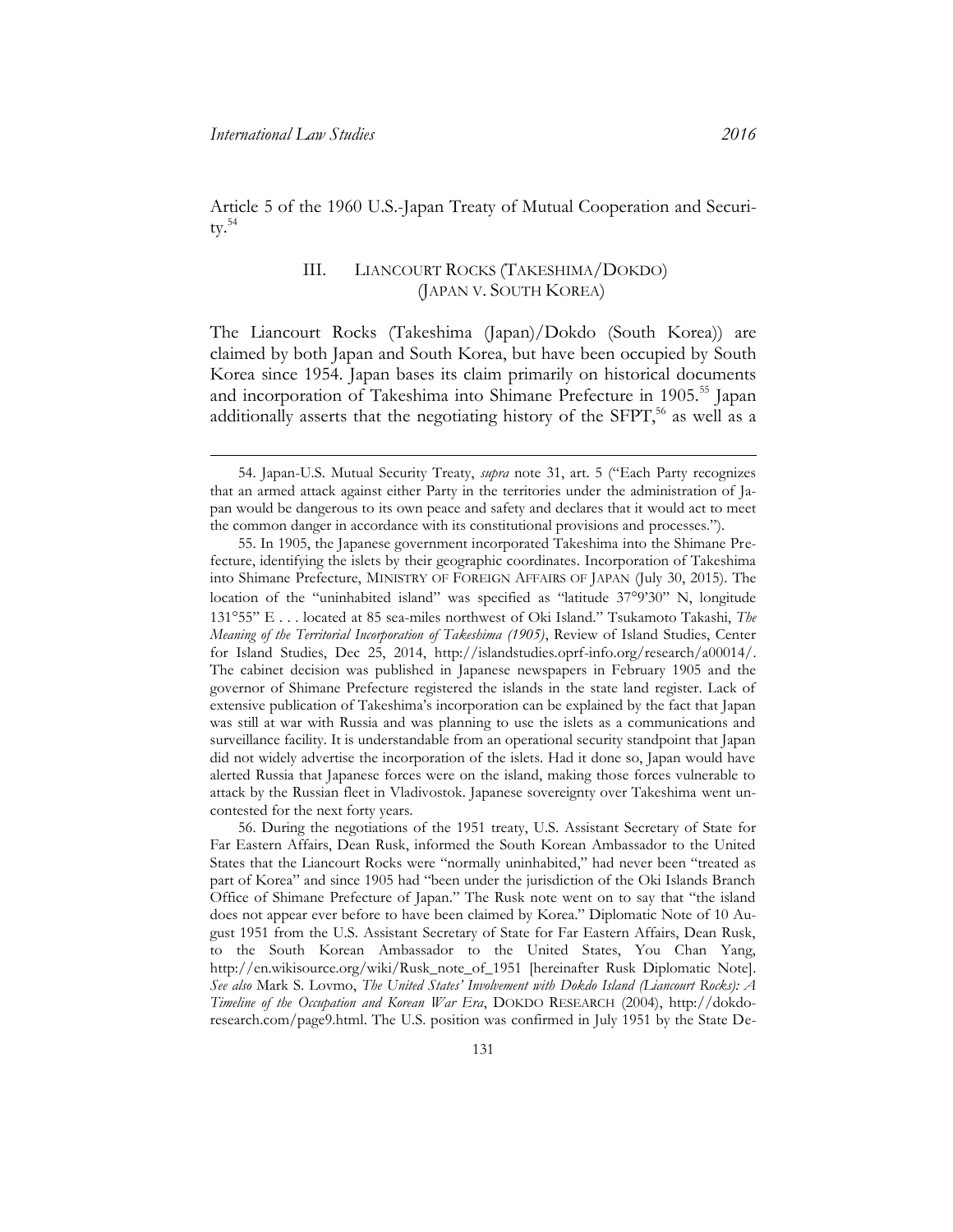Article 5 of the 1960 U.S.-Japan Treaty of Mutual Cooperation and Security.[54]

## III. LIANCOURT ROCKS (TAKESHIMA/DOKDO) (JAPAN V. SOUTH KOREA)

The Liancourt Rocks (Takeshima (Japan)/Dokdo (South Korea)) are claimed by both Japan and South Korea, but have been occupied by South Korea since 1954. Japan bases its claim primarily on historical documents and incorporation of Takeshima into Shimane Prefecture in 1905.[55] Japan additionally asserts that the negotiating history of the SFPT,[56] as well as a

---

54. Japan-U.S. Mutual Security Treaty, *supra* note 31, art. 5 ("Each Party recognizes that an armed attack against either Party in the territories under the administration of Japan would be dangerous to its own peace and safety and declares that it would act to meet the common danger in accordance with its constitutional provisions and processes.").

55. In 1905, the Japanese government incorporated Takeshima into the Shimane Prefecture, identifying the islets by their geographic coordinates. Incorporation of Takeshima into Shimane Prefecture, MINISTRY OF FOREIGN AFFAIRS OF JAPAN (July 30, 2015). The location of the "uninhabited island" was specified as "latitude 37°9'30" N, longitude 131°55" E . . . located at 85 sea-miles northwest of Oki Island." Tsukamoto Takashi, *The Meaning of the Territorial Incorporation of Takeshima (1905)*, Review of Island Studies, Center for Island Studies, Dec 25, 2014, http://islandstudies.oprf-info.org/research/a00014/. The cabinet decision was published in Japanese newspapers in February 1905 and the governor of Shimane Prefecture registered the islands in the state land register. Lack of extensive publication of Takeshima's incorporation can be explained by the fact that Japan was still at war with Russia and was planning to use the islets as a communications and surveillance facility. It is understandable from an operational security standpoint that Japan did not widely advertise the incorporation of the islets. Had it done so, Japan would have alerted Russia that Japanese forces were on the island, making those forces vulnerable to attack by the Russian fleet in Vladivostok. Japanese sovereignty over Takeshima went uncontested for the next forty years.

56. During the negotiations of the 1951 treaty, U.S. Assistant Secretary of State for Far Eastern Affairs, Dean Rusk, informed the South Korean Ambassador to the United States that the Liancourt Rocks were "normally uninhabited," had never been "treated as part of Korea" and since 1905 had "been under the jurisdiction of the Oki Islands Branch Office of Shimane Prefecture of Japan." The Rusk note went on to say that "the island does not appear ever before to have been claimed by Korea." Diplomatic Note of 10 August 1951 from the U.S. Assistant Secretary of State for Far Eastern Affairs, Dean Rusk, to the South Korean Ambassador to the United States, You Chan Yang, http://en.wikisource.org/wiki/Rusk_note_of_1951 [hereinafter Rusk Diplomatic Note]. *See also* Mark S. Lovmo, *The United States' Involvement with Dokdo Island (Liancourt Rocks): A Timeline of the Occupation and Korean War Era*, DOKDO RESEARCH (2004), http://dokdo-research.com/page9.html. The U.S. position was confirmed in July 1951 by the State De-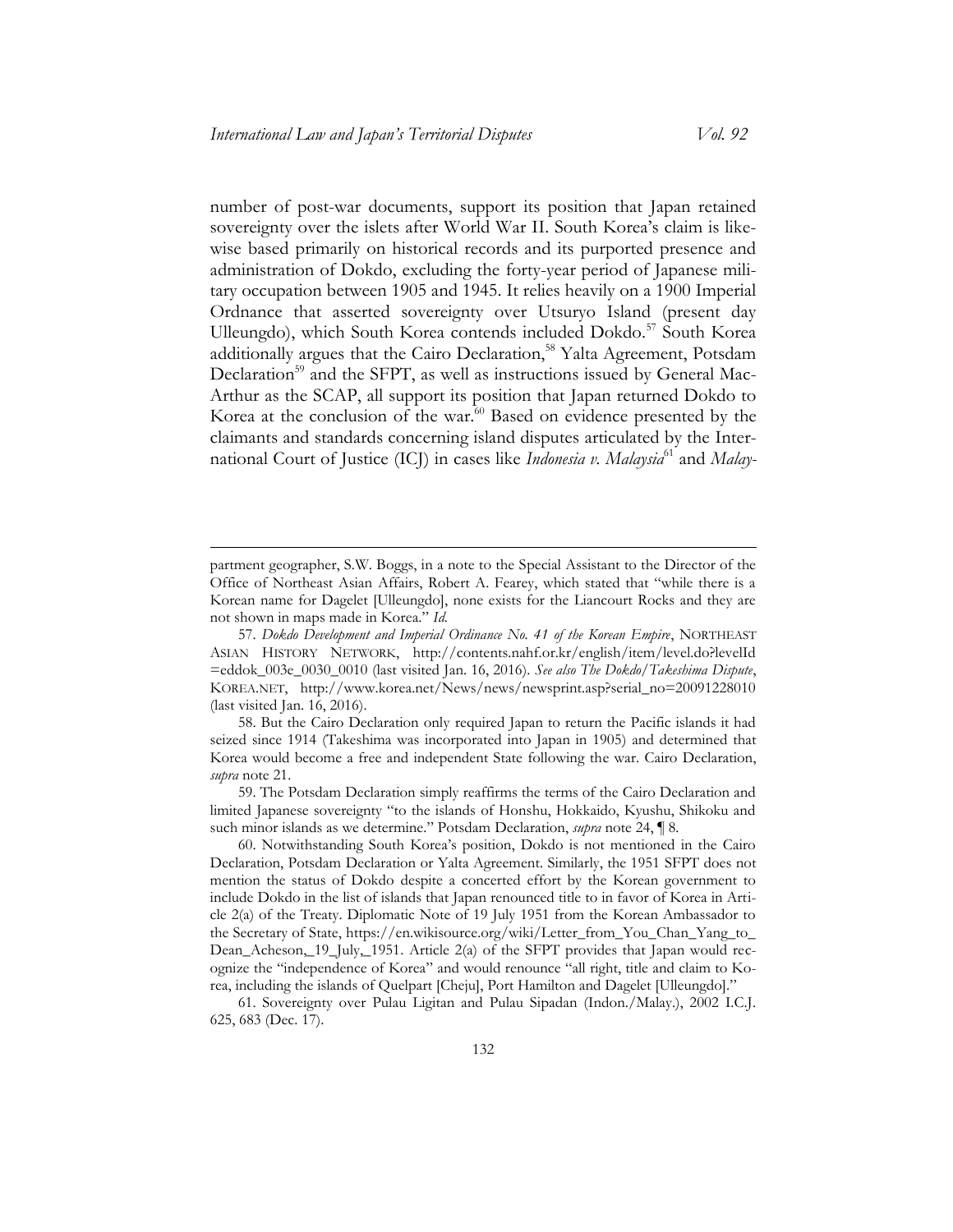number of post-war documents, support its position that Japan retained sovereignty over the islets after World War II. South Korea's claim is likewise based primarily on historical records and its purported presence and administration of Dokdo, excluding the forty-year period of Japanese military occupation between 1905 and 1945. It relies heavily on a 1900 Imperial Ordnance that asserted sovereignty over Utsuryo Island (present day Ulleungdo), which South Korea contends included Dokdo.[57] South Korea additionally argues that the Cairo Declaration,[58] Yalta Agreement, Potsdam Declaration[59] and the SFPT, as well as instructions issued by General MacArthur as the SCAP, all support its position that Japan returned Dokdo to Korea at the conclusion of the war.[60] Based on evidence presented by the claimants and standards concerning island disputes articulated by the International Court of Justice (ICJ) in cases like *Indonesia v. Malaysia*[61] and *Malay-*

---

partment geographer, S.W. Boggs, in a note to the Special Assistant to the Director of the Office of Northeast Asian Affairs, Robert A. Fearey, which stated that "while there is a Korean name for Dagelet [Ulleungdo], none exists for the Liancourt Rocks and they are not shown in maps made in Korea." *Id.*

57. *Dokdo Development and Imperial Ordinance No. 41 of the Korean Empire*, NORTHEAST ASIAN HISTORY NETWORK, http://contents.nahf.or.kr/english/item/level.do?levelId=eddok_003e_0030_0010 (last visited Jan. 16, 2016). *See also The Dokdo/Takeshima Dispute*, KOREA.NET, http://www.korea.net/News/news/newsprint.asp?serial_no=20091228010 (last visited Jan. 16, 2016).

58. But the Cairo Declaration only required Japan to return the Pacific islands it had seized since 1914 (Takeshima was incorporated into Japan in 1905) and determined that Korea would become a free and independent State following the war. Cairo Declaration, *supra* note 21.

59. The Potsdam Declaration simply reaffirms the terms of the Cairo Declaration and limited Japanese sovereignty "to the islands of Honshu, Hokkaido, Kyushu, Shikoku and such minor islands as we determine." Potsdam Declaration, *supra* note 24, ¶ 8.

60. Notwithstanding South Korea's position, Dokdo is not mentioned in the Cairo Declaration, Potsdam Declaration or Yalta Agreement. Similarly, the 1951 SFPT does not mention the status of Dokdo despite a concerted effort by the Korean government to include Dokdo in the list of islands that Japan renounced title to in favor of Korea in Article 2(a) of the Treaty. Diplomatic Note of 19 July 1951 from the Korean Ambassador to the Secretary of State, https://en.wikisource.org/wiki/Letter_from_You_Chan_Yang_to_Dean_Acheson,_19_July,_1951. Article 2(a) of the SFPT provides that Japan would recognize the "independence of Korea" and would renounce "all right, title and claim to Korea, including the islands of Quelpart [Cheju], Port Hamilton and Dagelet [Ulleungdo]."

61. Sovereignty over Pulau Ligitan and Pulau Sipadan (Indon./Malay.), 2002 I.C.J. 625, 683 (Dec. 17).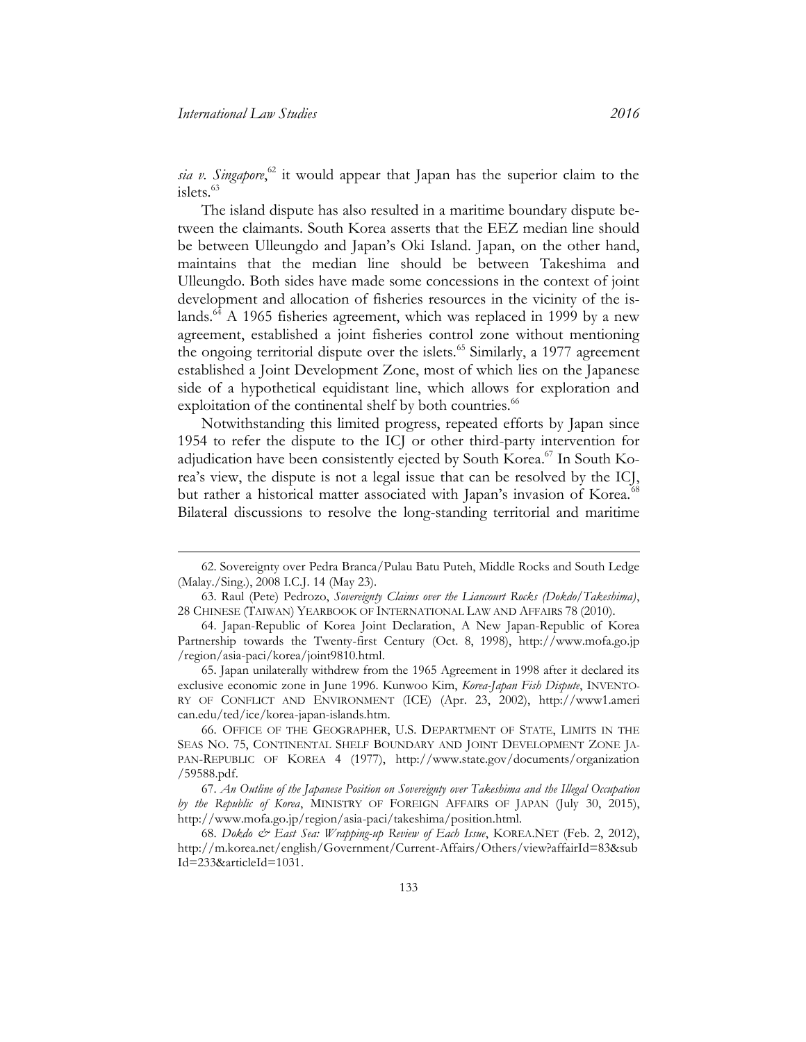*sia v. Singapore*,[62] it would appear that Japan has the superior claim to the islets.[63]

The island dispute has also resulted in a maritime boundary dispute between the claimants. South Korea asserts that the EEZ median line should be between Ulleungdo and Japan's Oki Island. Japan, on the other hand, maintains that the median line should be between Takeshima and Ulleungdo. Both sides have made some concessions in the context of joint development and allocation of fisheries resources in the vicinity of the islands.[64] A 1965 fisheries agreement, which was replaced in 1999 by a new agreement, established a joint fisheries control zone without mentioning the ongoing territorial dispute over the islets.[65] Similarly, a 1977 agreement established a Joint Development Zone, most of which lies on the Japanese side of a hypothetical equidistant line, which allows for exploration and exploitation of the continental shelf by both countries.[66]

Notwithstanding this limited progress, repeated efforts by Japan since 1954 to refer the dispute to the ICJ or other third-party intervention for adjudication have been consistently ejected by South Korea.[67] In South Korea's view, the dispute is not a legal issue that can be resolved by the ICJ, but rather a historical matter associated with Japan's invasion of Korea.[68] Bilateral discussions to resolve the long-standing territorial and maritime

---

62. Sovereignty over Pedra Branca/Pulau Batu Puteh, Middle Rocks and South Ledge (Malay./Sing.), 2008 I.C.J. 14 (May 23).

63. Raul (Pete) Pedrozo, *Sovereignty Claims over the Liancourt Rocks (Dokdo/Takeshima)*, 28 CHINESE (TAIWAN) YEARBOOK OF INTERNATIONAL LAW AND AFFAIRS 78 (2010).

64. Japan-Republic of Korea Joint Declaration, A New Japan-Republic of Korea Partnership towards the Twenty-first Century (Oct. 8, 1998), http://www.mofa.go.jp/region/asia-paci/korea/joint9810.html.

65. Japan unilaterally withdrew from the 1965 Agreement in 1998 after it declared its exclusive economic zone in June 1996. Kunwoo Kim, *Korea-Japan Fish Dispute*, INVENTORY OF CONFLICT AND ENVIRONMENT (ICE) (Apr. 23, 2002), http://www1.american.edu/ted/ice/korea-japan-islands.htm.

66. OFFICE OF THE GEOGRAPHER, U.S. DEPARTMENT OF STATE, LIMITS IN THE SEAS NO. 75, CONTINENTAL SHELF BOUNDARY AND JOINT DEVELOPMENT ZONE JAPAN-REPUBLIC OF KOREA 4 (1977), http://www.state.gov/documents/organization/59588.pdf.

67. *An Outline of the Japanese Position on Sovereignty over Takeshima and the Illegal Occupation by the Republic of Korea*, MINISTRY OF FOREIGN AFFAIRS OF JAPAN (July 30, 2015), http://www.mofa.go.jp/region/asia-paci/takeshima/position.html.

68. *Dokdo & East Sea: Wrapping-up Review of Each Issue*, KOREA.NET (Feb. 2, 2012), http://m.korea.net/english/Government/Current-Affairs/Others/view?affairId=83&subId=233&articleId=1031.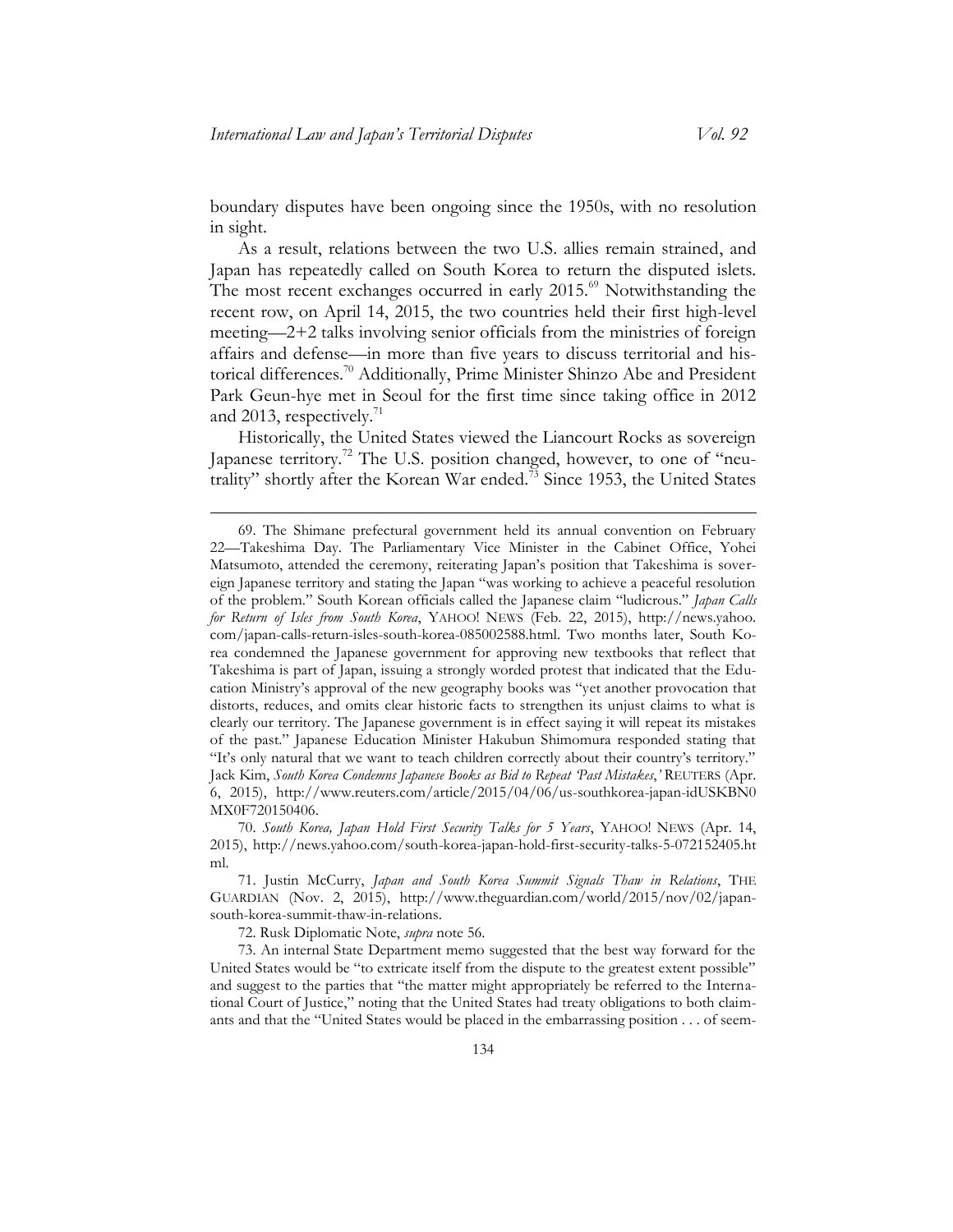boundary disputes have been ongoing since the 1950s, with no resolution in sight.

As a result, relations between the two U.S. allies remain strained, and Japan has repeatedly called on South Korea to return the disputed islets. The most recent exchanges occurred in early 2015.[69] Notwithstanding the recent row, on April 14, 2015, the two countries held their first high-level meeting—2+2 talks involving senior officials from the ministries of foreign affairs and defense—in more than five years to discuss territorial and historical differences.[70] Additionally, Prime Minister Shinzo Abe and President Park Geun-hye met in Seoul for the first time since taking office in 2012 and 2013, respectively.[71]

Historically, the United States viewed the Liancourt Rocks as sovereign Japanese territory.[72] The U.S. position changed, however, to one of "neutrality" shortly after the Korean War ended.[73] Since 1953, the United States

---

69. The Shimane prefectural government held its annual convention on February 22—Takeshima Day. The Parliamentary Vice Minister in the Cabinet Office, Yohei Matsumoto, attended the ceremony, reiterating Japan's position that Takeshima is sovereign Japanese territory and stating the Japan "was working to achieve a peaceful resolution of the problem." South Korean officials called the Japanese claim "ludicrous." *Japan Calls for Return of Isles from South Korea*, YAHOO! NEWS (Feb. 22, 2015), http://news.yahoo.com/japan-calls-return-isles-south-korea-085002588.html. Two months later, South Korea condemned the Japanese government for approving new textbooks that reflect that Takeshima is part of Japan, issuing a strongly worded protest that indicated that the Education Ministry's approval of the new geography books was "yet another provocation that distorts, reduces, and omits clear historic facts to strengthen its unjust claims to what is clearly our territory. The Japanese government is in effect saying it will repeat its mistakes of the past." Japanese Education Minister Hakubun Shimomura responded stating that "It's only natural that we want to teach children correctly about their country's territory." Jack Kim, *South Korea Condemns Japanese Books as Bid to Repeat 'Past Mistakes,'* REUTERS (Apr. 6, 2015), http://www.reuters.com/article/2015/04/06/us-southkorea-japan-idUSKBN0MX0F720150406.

70. *South Korea, Japan Hold First Security Talks for 5 Years*, YAHOO! NEWS (Apr. 14, 2015), http://news.yahoo.com/south-korea-japan-hold-first-security-talks-5-072152405.html.

71. Justin McCurry, *Japan and South Korea Summit Signals Thaw in Relations*, THE GUARDIAN (Nov. 2, 2015), http://www.theguardian.com/world/2015/nov/02/japan-south-korea-summit-thaw-in-relations.

72. Rusk Diplomatic Note, *supra* note 56.

73. An internal State Department memo suggested that the best way forward for the United States would be "to extricate itself from the dispute to the greatest extent possible" and suggest to the parties that "the matter might appropriately be referred to the International Court of Justice," noting that the United States had treaty obligations to both claimants and that the "United States would be placed in the embarrassing position . . . of seem-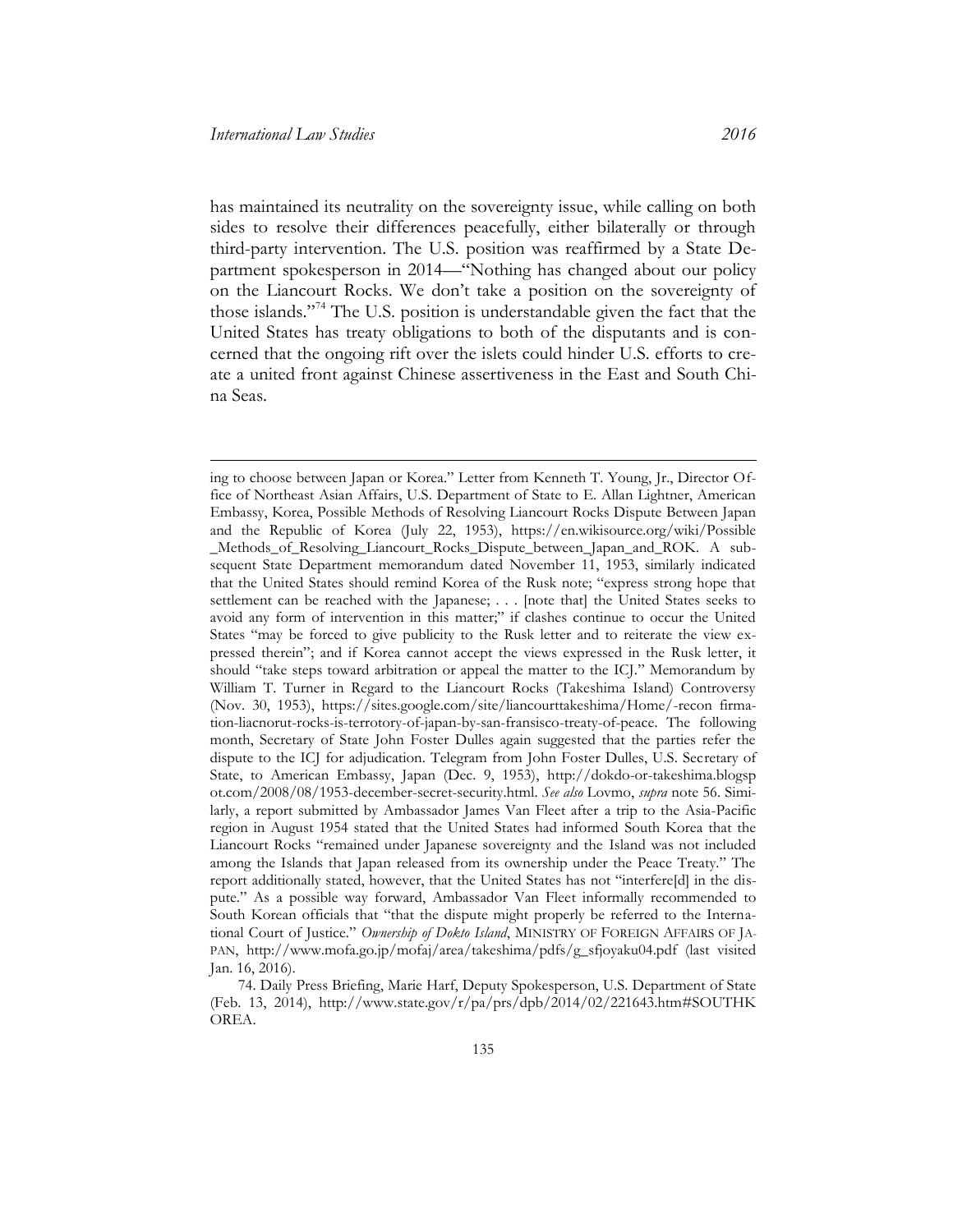has maintained its neutrality on the sovereignty issue, while calling on both sides to resolve their differences peacefully, either bilaterally or through third-party intervention. The U.S. position was reaffirmed by a State Department spokesperson in 2014—"Nothing has changed about our policy on the Liancourt Rocks. We don't take a position on the sovereignty of those islands."[74] The U.S. position is understandable given the fact that the United States has treaty obligations to both of the disputants and is concerned that the ongoing rift over the islets could hinder U.S. efforts to create a united front against Chinese assertiveness in the East and South China Seas.

---

ing to choose between Japan or Korea." Letter from Kenneth T. Young, Jr., Director Office of Northeast Asian Affairs, U.S. Department of State to E. Allan Lightner, American Embassy, Korea, Possible Methods of Resolving Liancourt Rocks Dispute Between Japan and the Republic of Korea (July 22, 1953), https://en.wikisource.org/wiki/Possible_Methods_of_Resolving_Liancourt_Rocks_Dispute_between_Japan_and_ROK. A subsequent State Department memorandum dated November 11, 1953, similarly indicated that the United States should remind Korea of the Rusk note; "express strong hope that settlement can be reached with the Japanese; . . . [note that] the United States seeks to avoid any form of intervention in this matter;" if clashes continue to occur the United States "may be forced to give publicity to the Rusk letter and to reiterate the view expressed therein"; and if Korea cannot accept the views expressed in the Rusk letter, it should "take steps toward arbitration or appeal the matter to the ICJ." Memorandum by William T. Turner in Regard to the Liancourt Rocks (Takeshima Island) Controversy (Nov. 30, 1953), https://sites.google.com/site/liancourttakeshima/Home/-recon firmation-liacnorut-rocks-is-terrotory-of-japan-by-san-fransisco-treaty-of-peace. The following month, Secretary of State John Foster Dulles again suggested that the parties refer the dispute to the ICJ for adjudication. Telegram from John Foster Dulles, U.S. Secretary of State, to American Embassy, Japan (Dec. 9, 1953), http://dokdo-or-takeshima.blogspot.com/2008/08/1953-december-secret-security.html. *See also* Lovmo, *supra* note 56. Similarly, a report submitted by Ambassador James Van Fleet after a trip to the Asia-Pacific region in August 1954 stated that the United States had informed South Korea that the Liancourt Rocks "remained under Japanese sovereignty and the Island was not included among the Islands that Japan released from its ownership under the Peace Treaty." The report additionally stated, however, that the United States has not "interfere[d] in the dispute." As a possible way forward, Ambassador Van Fleet informally recommended to South Korean officials that "that the dispute might properly be referred to the International Court of Justice." *Ownership of Dokto Island*, MINISTRY OF FOREIGN AFFAIRS OF JAPAN, http://www.mofa.go.jp/mofaj/area/takeshima/pdfs/g_sfjoyaku04.pdf (last visited Jan. 16, 2016).

74. Daily Press Briefing, Marie Harf, Deputy Spokesperson, U.S. Department of State (Feb. 13, 2014), http://www.state.gov/r/pa/prs/dpb/2014/02/221643.htm#SOUTHKOREA.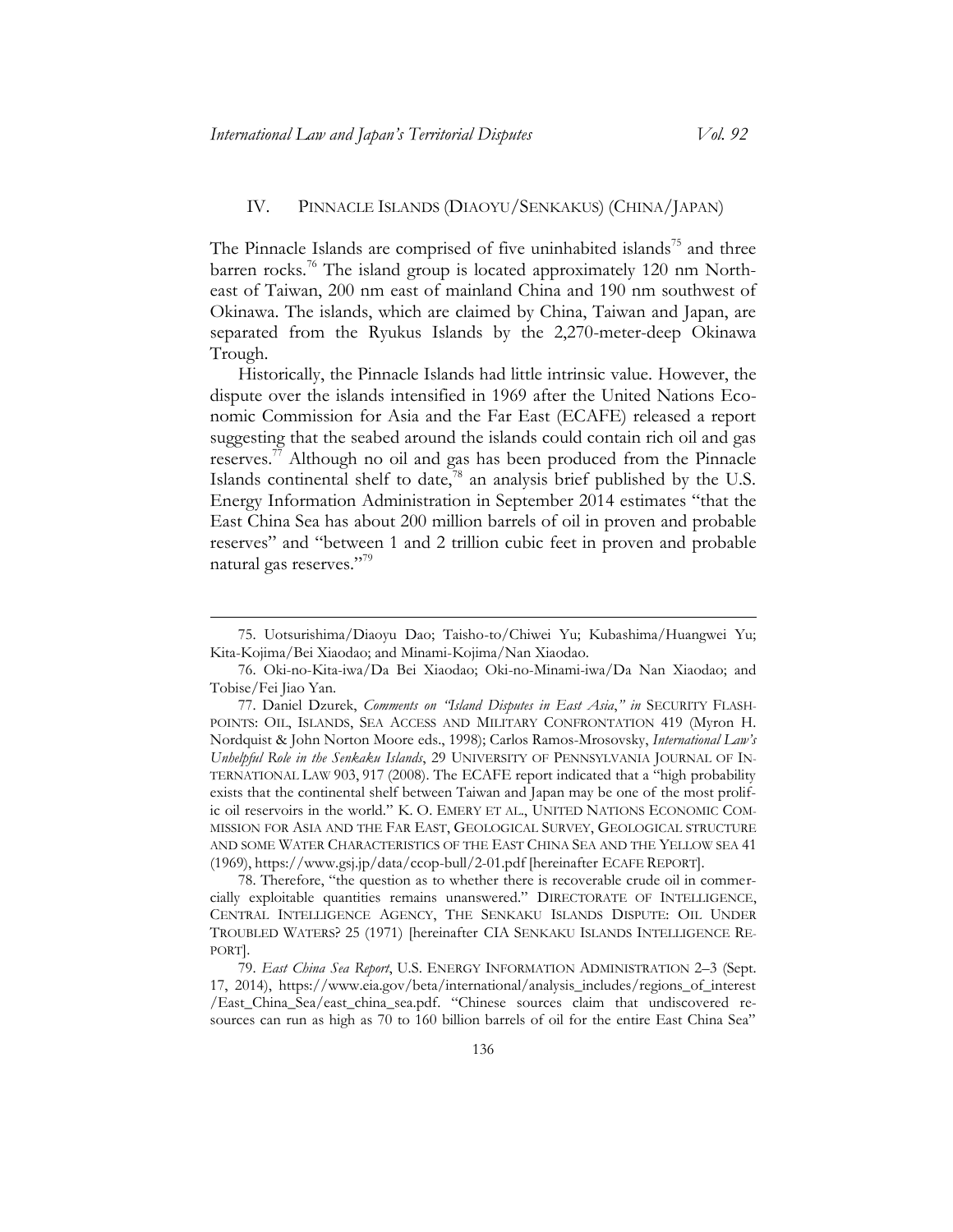## IV. PINNACLE ISLANDS (DIAOYU/SENKAKUS) (CHINA/JAPAN)

The Pinnacle Islands are comprised of five uninhabited islands[75] and three barren rocks.[76] The island group is located approximately 120 nm Northeast of Taiwan, 200 nm east of mainland China and 190 nm southwest of Okinawa. The islands, which are claimed by China, Taiwan and Japan, are separated from the Ryukus Islands by the 2,270-meter-deep Okinawa Trough.

Historically, the Pinnacle Islands had little intrinsic value. However, the dispute over the islands intensified in 1969 after the United Nations Economic Commission for Asia and the Far East (ECAFE) released a report suggesting that the seabed around the islands could contain rich oil and gas reserves.[77] Although no oil and gas has been produced from the Pinnacle Islands continental shelf to date,[78] an analysis brief published by the U.S. Energy Information Administration in September 2014 estimates "that the East China Sea has about 200 million barrels of oil in proven and probable reserves" and "between 1 and 2 trillion cubic feet in proven and probable natural gas reserves."[79]

---

75. Uotsurishima/Diaoyu Dao; Taisho-to/Chiwei Yu; Kubashima/Huangwei Yu; Kita-Kojima/Bei Xiaodao; and Minami-Kojima/Nan Xiaodao.

76. Oki-no-Kita-iwa/Da Bei Xiaodao; Oki-no-Minami-iwa/Da Nan Xiaodao; and Tobise/Fei Jiao Yan.

77. Daniel Dzurek, *Comments on "Island Disputes in East Asia*,*" in* SECURITY FLASHPOINTS: OIL, ISLANDS, SEA ACCESS AND MILITARY CONFRONTATION 419 (Myron H. Nordquist & John Norton Moore eds., 1998); Carlos Ramos-Mrosovsky, *International Law's Unhelpful Role in the Senkaku Islands*, 29 UNIVERSITY OF PENNSYLVANIA JOURNAL OF INTERNATIONAL LAW 903, 917 (2008). The ECAFE report indicated that a "high probability exists that the continental shelf between Taiwan and Japan may be one of the most prolific oil reservoirs in the world." K. O. EMERY ET AL., UNITED NATIONS ECONOMIC COMMISSION FOR ASIA AND THE FAR EAST, GEOLOGICAL SURVEY, GEOLOGICAL STRUCTURE AND SOME WATER CHARACTERISTICS OF THE EAST CHINA SEA AND THE YELLOW SEA 41 (1969), https://www.gsj.jp/data/ccop-bull/2-01.pdf [hereinafter ECAFE REPORT].

78. Therefore, "the question as to whether there is recoverable crude oil in commercially exploitable quantities remains unanswered." DIRECTORATE OF INTELLIGENCE, CENTRAL INTELLIGENCE AGENCY, THE SENKAKU ISLANDS DISPUTE: OIL UNDER TROUBLED WATERS? 25 (1971) [hereinafter CIA SENKAKU ISLANDS INTELLIGENCE REPORT].

79. *East China Sea Report*, U.S. ENERGY INFORMATION ADMINISTRATION 2–3 (Sept. 17, 2014), https://www.eia.gov/beta/international/analysis_includes/regions_of_interest/East_China_Sea/east_china_sea.pdf. "Chinese sources claim that undiscovered resources can run as high as 70 to 160 billion barrels of oil for the entire East China Sea"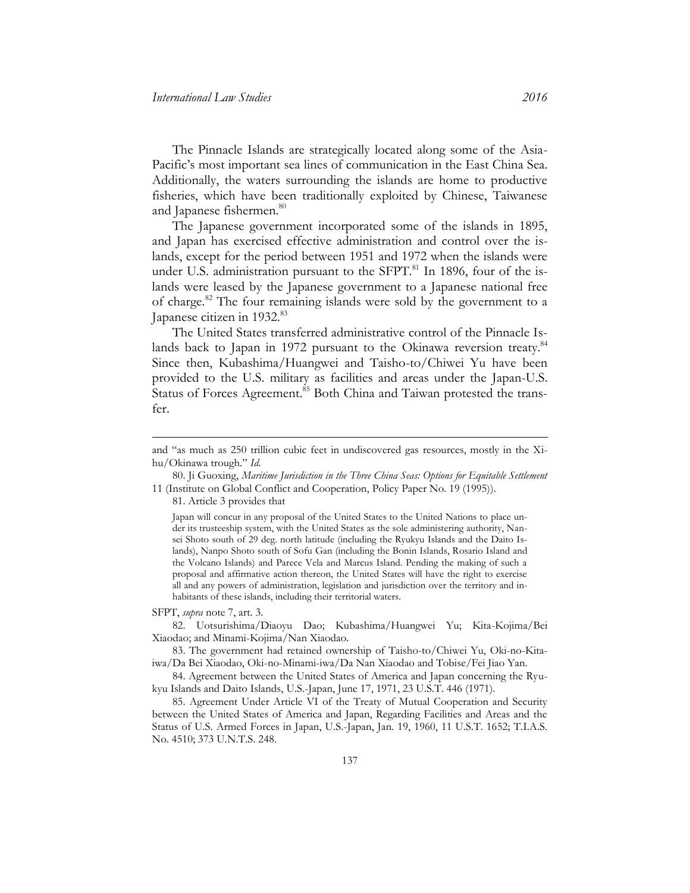The Pinnacle Islands are strategically located along some of the Asia-Pacific's most important sea lines of communication in the East China Sea. Additionally, the waters surrounding the islands are home to productive fisheries, which have been traditionally exploited by Chinese, Taiwanese and Japanese fishermen.[80]

The Japanese government incorporated some of the islands in 1895, and Japan has exercised effective administration and control over the islands, except for the period between 1951 and 1972 when the islands were under U.S. administration pursuant to the SFPT.[81] In 1896, four of the islands were leased by the Japanese government to a Japanese national free of charge.[82] The four remaining islands were sold by the government to a Japanese citizen in 1932.[83]

The United States transferred administrative control of the Pinnacle Islands back to Japan in 1972 pursuant to the Okinawa reversion treaty.[84] Since then, Kubashima/Huangwei and Taisho-to/Chiwei Yu have been provided to the U.S. military as facilities and areas under the Japan-U.S. Status of Forces Agreement.[85] Both China and Taiwan protested the transfer.

---

and "as much as 250 trillion cubic feet in undiscovered gas resources, mostly in the Xihu/Okinawa trough." *Id.*

80. Ji Guoxing, *Maritime Jurisdiction in the Three China Seas: Options for Equitable Settlement* 11 (Institute on Global Conflict and Cooperation, Policy Paper No. 19 (1995)).

81. Article 3 provides that

> Japan will concur in any proposal of the United States to the United Nations to place under its trusteeship system, with the United States as the sole administering authority, Nansei Shoto south of 29 deg. north latitude (including the Ryukyu Islands and the Daito Islands), Nanpo Shoto south of Sofu Gan (including the Bonin Islands, Rosario Island and the Volcano Islands) and Parece Vela and Marcus Island. Pending the making of such a proposal and affirmative action thereon, the United States will have the right to exercise all and any powers of administration, legislation and jurisdiction over the territory and inhabitants of these islands, including their territorial waters.

SFPT, *supra* note 7, art. 3.

82. Uotsurishima/Diaoyu Dao; Kubashima/Huangwei Yu; Kita-Kojima/Bei Xiaodao; and Minami-Kojima/Nan Xiaodao.

83. The government had retained ownership of Taisho-to/Chiwei Yu, Oki-no-Kita-iwa/Da Bei Xiaodao, Oki-no-Minami-iwa/Da Nan Xiaodao and Tobise/Fei Jiao Yan.

84. Agreement between the United States of America and Japan concerning the Ryukyu Islands and Daito Islands, U.S.-Japan, June 17, 1971, 23 U.S.T. 446 (1971).

85. Agreement Under Article VI of the Treaty of Mutual Cooperation and Security between the United States of America and Japan, Regarding Facilities and Areas and the Status of U.S. Armed Forces in Japan, U.S.-Japan, Jan. 19, 1960, 11 U.S.T. 1652; T.I.A.S. No. 4510; 373 U.N.T.S. 248.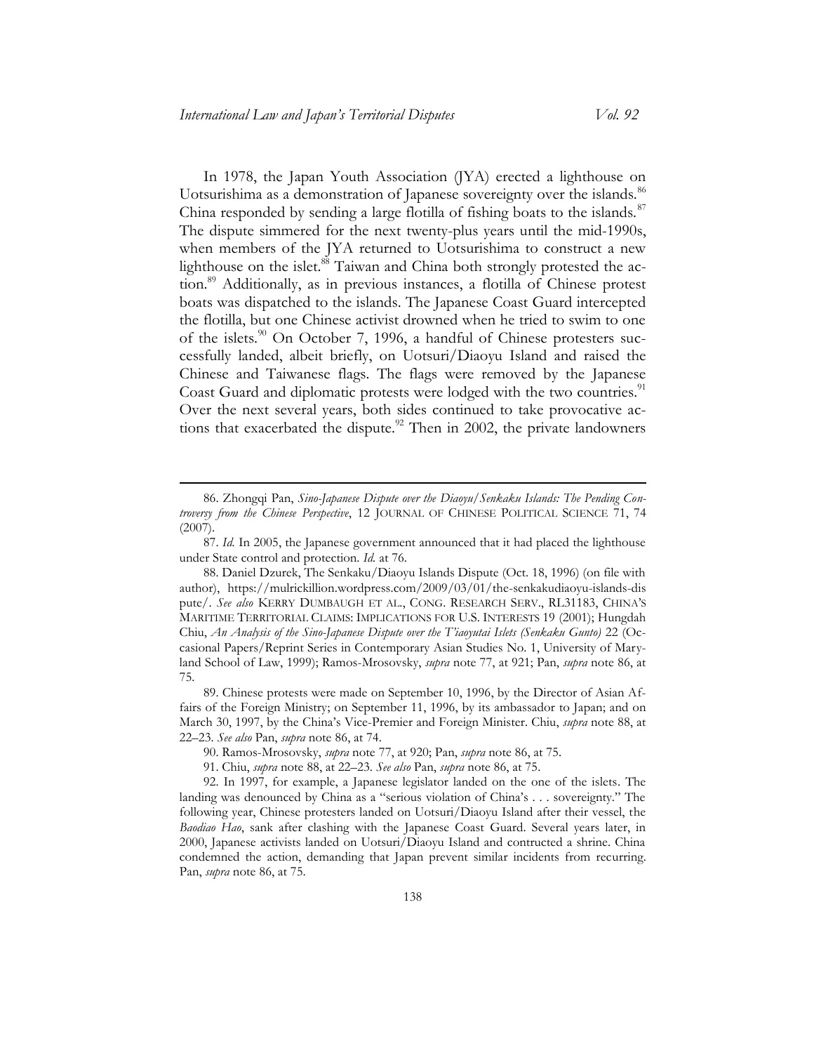In 1978, the Japan Youth Association (JYA) erected a lighthouse on Uotsurishima as a demonstration of Japanese sovereignty over the islands.[86] China responded by sending a large flotilla of fishing boats to the islands.[87] The dispute simmered for the next twenty-plus years until the mid-1990s, when members of the JYA returned to Uotsurishima to construct a new lighthouse on the islet.[88] Taiwan and China both strongly protested the action.[89] Additionally, as in previous instances, a flotilla of Chinese protest boats was dispatched to the islands. The Japanese Coast Guard intercepted the flotilla, but one Chinese activist drowned when he tried to swim to one of the islets.[90] On October 7, 1996, a handful of Chinese protesters successfully landed, albeit briefly, on Uotsuri/Diaoyu Island and raised the Chinese and Taiwanese flags. The flags were removed by the Japanese Coast Guard and diplomatic protests were lodged with the two countries.[91] Over the next several years, both sides continued to take provocative actions that exacerbated the dispute.[92] Then in 2002, the private landowners

---

86. Zhongqi Pan, *Sino-Japanese Dispute over the Diaoyu/Senkaku Islands: The Pending Controversy from the Chinese Perspective*, 12 JOURNAL OF CHINESE POLITICAL SCIENCE 71, 74 (2007).

87. *Id.* In 2005, the Japanese government announced that it had placed the lighthouse under State control and protection. *Id.* at 76.

88. Daniel Dzurek, The Senkaku/Diaoyu Islands Dispute (Oct. 18, 1996) (on file with author), https://mulrickillion.wordpress.com/2009/03/01/the-senkakudiaoyu-islands-dispute/. *See also* KERRY DUMBAUGH ET AL., CONG. RESEARCH SERV., RL31183, CHINA'S MARITIME TERRITORIAL CLAIMS: IMPLICATIONS FOR U.S. INTERESTS 19 (2001); Hungdah Chiu, *An Analysis of the Sino-Japanese Dispute over the T'iaoyutai Islets (Senkaku Gunto)* 22 (Occasional Papers/Reprint Series in Contemporary Asian Studies No. 1, University of Maryland School of Law, 1999); Ramos-Mrosovsky, *supra* note 77, at 921; Pan, *supra* note 86, at 75.

89. Chinese protests were made on September 10, 1996, by the Director of Asian Affairs of the Foreign Ministry; on September 11, 1996, by its ambassador to Japan; and on March 30, 1997, by the China's Vice-Premier and Foreign Minister. Chiu, *supra* note 88, at 22–23. *See also* Pan, *supra* note 86, at 74.

90. Ramos-Mrosovsky, *supra* note 77, at 920; Pan, *supra* note 86, at 75.

91. Chiu, *supra* note 88, at 22–23. *See also* Pan, *supra* note 86, at 75.

92. In 1997, for example, a Japanese legislator landed on the one of the islets. The landing was denounced by China as a "serious violation of China's . . . sovereignty." The following year, Chinese protesters landed on Uotsuri/Diaoyu Island after their vessel, the *Baodiao Hao*, sank after clashing with the Japanese Coast Guard. Several years later, in 2000, Japanese activists landed on Uotsuri/Diaoyu Island and contructed a shrine. China condemned the action, demanding that Japan prevent similar incidents from recurring. Pan, *supra* note 86, at 75.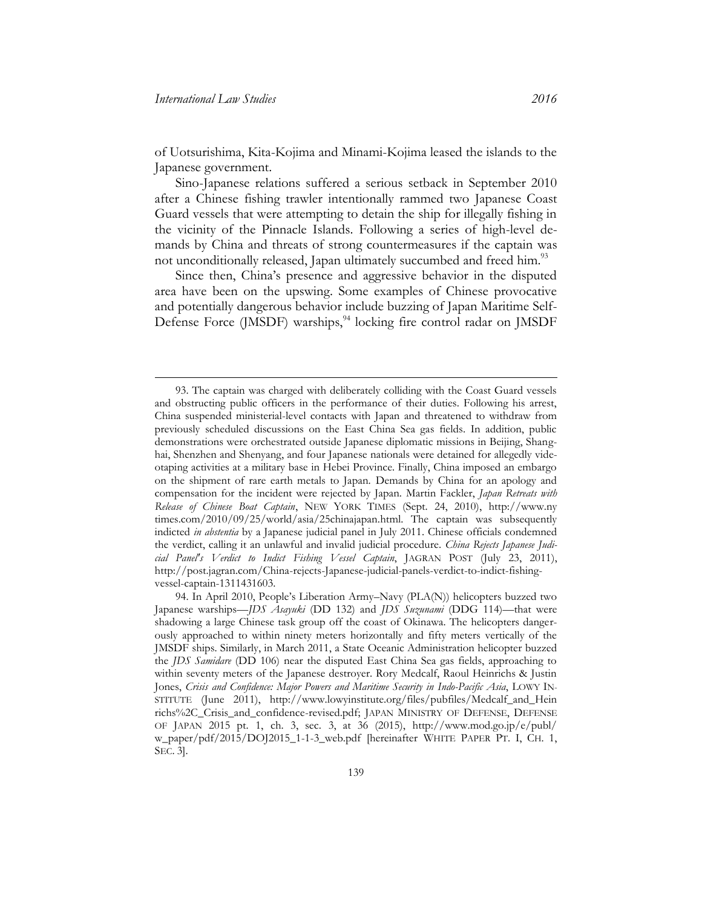of Uotsurishima, Kita-Kojima and Minami-Kojima leased the islands to the Japanese government.

Sino-Japanese relations suffered a serious setback in September 2010 after a Chinese fishing trawler intentionally rammed two Japanese Coast Guard vessels that were attempting to detain the ship for illegally fishing in the vicinity of the Pinnacle Islands. Following a series of high-level demands by China and threats of strong countermeasures if the captain was not unconditionally released, Japan ultimately succumbed and freed him.[93]

Since then, China's presence and aggressive behavior in the disputed area have been on the upswing. Some examples of Chinese provocative and potentially dangerous behavior include buzzing of Japan Maritime Self-Defense Force (JMSDF) warships,[94] locking fire control radar on JMSDF

---

93. The captain was charged with deliberately colliding with the Coast Guard vessels and obstructing public officers in the performance of their duties. Following his arrest, China suspended ministerial-level contacts with Japan and threatened to withdraw from previously scheduled discussions on the East China Sea gas fields. In addition, public demonstrations were orchestrated outside Japanese diplomatic missions in Beijing, Shanghai, Shenzhen and Shenyang, and four Japanese nationals were detained for allegedly videotaping activities at a military base in Hebei Province. Finally, China imposed an embargo on the shipment of rare earth metals to Japan. Demands by China for an apology and compensation for the incident were rejected by Japan. Martin Fackler, *Japan Retreats with Release of Chinese Boat Captain*, NEW YORK TIMES (Sept. 24, 2010), http://www.nytimes.com/2010/09/25/world/asia/25chinajapan.html. The captain was subsequently indicted *in abstentia* by a Japanese judicial panel in July 2011. Chinese officials condemned the verdict, calling it an unlawful and invalid judicial procedure. *China Rejects Japanese Judicial Panel's Verdict to Indict Fishing Vessel Captain*, JAGRAN POST (July 23, 2011), http://post.jagran.com/China-rejects-Japanese-judicial-panels-verdict-to-indict-fishing-vessel-captain-1311431603.

94. In April 2010, People's Liberation Army–Navy (PLA(N)) helicopters buzzed two Japanese warships—*JDS Asayuki* (DD 132) and *JDS Suzunami* (DDG 114)—that were shadowing a large Chinese task group off the coast of Okinawa. The helicopters dangerously approached to within ninety meters horizontally and fifty meters vertically of the JMSDF ships. Similarly, in March 2011, a State Oceanic Administration helicopter buzzed the *JDS Samidare* (DD 106) near the disputed East China Sea gas fields, approaching to within seventy meters of the Japanese destroyer. Rory Medcalf, Raoul Heinrichs & Justin Jones, *Crisis and Confidence: Major Powers and Maritime Security in Indo-Pacific Asia*, LOWY INSTITUTE (June 2011), http://www.lowyinstitute.org/files/pubfiles/Medcalf_and_Heinrichs%2C_Crisis_and_confidence-revised.pdf; JAPAN MINISTRY OF DEFENSE, DEFENSE OF JAPAN 2015 pt. 1, ch. 3, sec. 3, at 36 (2015), http://www.mod.go.jp/e/publ/w_paper/pdf/2015/DOJ2015_1-1-3_web.pdf [hereinafter WHITE PAPER PT. I, CH. 1, SEC. 3].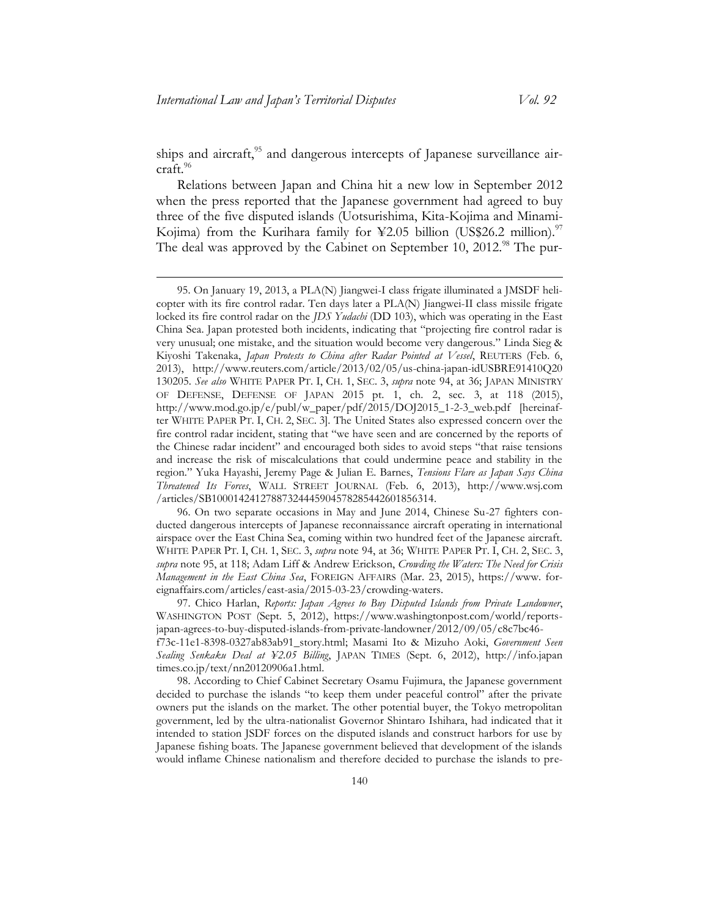ships and aircraft,[95] and dangerous intercepts of Japanese surveillance aircraft.[96]

Relations between Japan and China hit a new low in September 2012 when the press reported that the Japanese government had agreed to buy three of the five disputed islands (Uotsurishima, Kita-Kojima and Minami-Kojima) from the Kurihara family for ¥2.05 billion (US$26.2 million).[97] The deal was approved by the Cabinet on September 10, 2012.[98] The pur-

---

95. On January 19, 2013, a PLA(N) Jiangwei-I class frigate illuminated a JMSDF helicopter with its fire control radar. Ten days later a PLA(N) Jiangwei-II class missile frigate locked its fire control radar on the *JDS Yudachi* (DD 103), which was operating in the East China Sea. Japan protested both incidents, indicating that "projecting fire control radar is very unusual; one mistake, and the situation would become very dangerous." Linda Sieg & Kiyoshi Takenaka, *Japan Protests to China after Radar Pointed at Vessel*, REUTERS (Feb. 6, 2013), http://www.reuters.com/article/2013/02/05/us-china-japan-idUSBRE91410Q20130205. *See also* WHITE PAPER PT. I, CH. 1, SEC. 3, *supra* note 94, at 36; JAPAN MINISTRY OF DEFENSE, DEFENSE OF JAPAN 2015 pt. 1, ch. 2, sec. 3, at 118 (2015), http://www.mod.go.jp/e/publ/w_paper/pdf/2015/DOJ2015_1-2-3_web.pdf [hereinafter WHITE PAPER PT. I, CH. 2, SEC. 3]. The United States also expressed concern over the fire control radar incident, stating that "we have seen and are concerned by the reports of the Chinese radar incident" and encouraged both sides to avoid steps "that raise tensions and increase the risk of miscalculations that could undermine peace and stability in the region." Yuka Hayashi, Jeremy Page & Julian E. Barnes, *Tensions Flare as Japan Says China Threatened Its Forces*, WALL STREET JOURNAL (Feb. 6, 2013), http://www.wsj.com/articles/SB10001424127887324445904578285442601856314.

96. On two separate occasions in May and June 2014, Chinese Su-27 fighters conducted dangerous intercepts of Japanese reconnaissance aircraft operating in international airspace over the East China Sea, coming within two hundred feet of the Japanese aircraft. WHITE PAPER PT. I, CH. 1, SEC. 3, *supra* note 94, at 36; WHITE PAPER PT. I, CH. 2, SEC. 3, *supra* note 95, at 118; Adam Liff & Andrew Erickson, *Crowding the Waters: The Need for Crisis Management in the East China Sea*, FOREIGN AFFAIRS (Mar. 23, 2015), https://www.foreignaffairs.com/articles/east-asia/2015-03-23/crowding-waters.

97. Chico Harlan, *Reports: Japan Agrees to Buy Disputed Islands from Private Landowner*, WASHINGTON POST (Sept. 5, 2012), https://www.washingtonpost.com/world/reports-japan-agrees-to-buy-disputed-islands-from-private-landowner/2012/09/05/c8c7bc46-f73c-11e1-8398-0327ab83ab91_story.html; Masami Ito & Mizuho Aoki, *Government Seen Sealing Senkaku Deal at ¥2.05 Billion*, JAPAN TIMES (Sept. 6, 2012), http://info.japantimes.co.jp/text/nn20120906a1.html.

98. According to Chief Cabinet Secretary Osamu Fujimura, the Japanese government decided to purchase the islands "to keep them under peaceful control" after the private owners put the islands on the market. The other potential buyer, the Tokyo metropolitan government, led by the ultra-nationalist Governor Shintaro Ishihara, had indicated that it intended to station JSDF forces on the disputed islands and construct harbors for use by Japanese fishing boats. The Japanese government believed that development of the islands would inflame Chinese nationalism and therefore decided to purchase the islands to pre-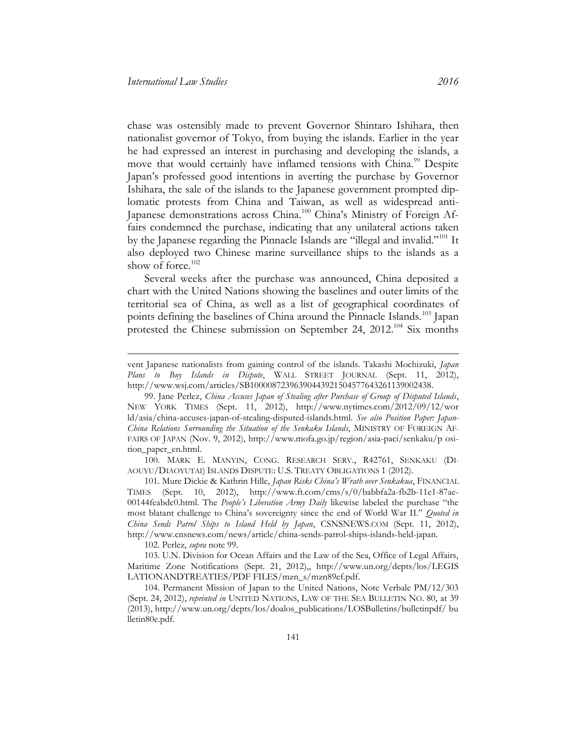chase was ostensibly made to prevent Governor Shintaro Ishihara, then nationalist governor of Tokyo, from buying the islands. Earlier in the year he had expressed an interest in purchasing and developing the islands, a move that would certainly have inflamed tensions with China.[99] Despite Japan's professed good intentions in averting the purchase by Governor Ishihara, the sale of the islands to the Japanese government prompted diplomatic protests from China and Taiwan, as well as widespread anti-Japanese demonstrations across China.[100] China's Ministry of Foreign Affairs condemned the purchase, indicating that any unilateral actions taken by the Japanese regarding the Pinnacle Islands are "illegal and invalid."[101] It also deployed two Chinese marine surveillance ships to the islands as a show of force.[102]

Several weeks after the purchase was announced, China deposited a chart with the United Nations showing the baselines and outer limits of the territorial sea of China, as well as a list of geographical coordinates of points defining the baselines of China around the Pinnacle Islands.[103] Japan protested the Chinese submission on September 24, 2012.[104] Six months

---

vent Japanese nationalists from gaining control of the islands. Takashi Mochizuki, *Japan Plans to Buy Islands in Dispute*, WALL STREET JOURNAL (Sept. 11, 2012), http://www.wsj.com/articles/SB10000872396390443921504577643261139002438.

99. Jane Perlez, *China Accuses Japan of Stealing after Purchase of Group of Disputed Islands*, NEW YORK TIMES (Sept. 11, 2012), http://www.nytimes.com/2012/09/12/world/asia/china-accuses-japan-of-stealing-disputed-islands.html. *See also Position Paper: Japan-China Relations Surrounding the Situation of the Senkaku Islands*, MINISTRY OF FOREIGN AFFAIRS OF JAPAN (Nov. 9, 2012), http://www.mofa.go.jp/region/asia-paci/senkaku/position_paper_en.html.

100. MARK E. MANYIN, CONG. RESEARCH SERV., R42761, SENKAKU (DIAOUYU/DIAOYUTAI) ISLANDS DISPUTE: U.S. TREATY OBLIGATIONS 1 (2012).

101. Mure Dickie & Kathrin Hille, *Japan Risks China's Wrath over Senkakua*, FINANCIAL TIMES (Sept. 10, 2012), http://www.ft.com/cms/s/0/babbfa2a-fb2b-11e1-87ae-00144feabdc0.html. The *People's Liberation Army Daily* likewise labeled the purchase "the most blatant challenge to China's sovereignty since the end of World War II." *Quoted in China Sends Patrol Ships to Island Held by Japan*, CSNSNEWS.COM (Sept. 11, 2012), http://www.cnsnews.com/news/article/china-sends-patrol-ships-islands-held-japan.

102. Perlez, *supra* note 99.

103. U.N. Division for Ocean Affairs and the Law of the Sea, Office of Legal Affairs, Maritime Zone Notifications (Sept. 21, 2012),, http://www.un.org/depts/los/LEGISLATIONANDTREATIES/PDF FILES/mzn_s/mzn89ef.pdf.

104. Permanent Mission of Japan to the United Nations, Note Verbale PM/12/303 (Sept. 24, 2012), *reprinted in* UNITED NATIONS, LAW OF THE SEA BULLETIN NO. 80, at 39 (2013), http://www.un.org/depts/los/doalos_publications/LOSBulletins/bulletinpdf/ bulletin80e.pdf.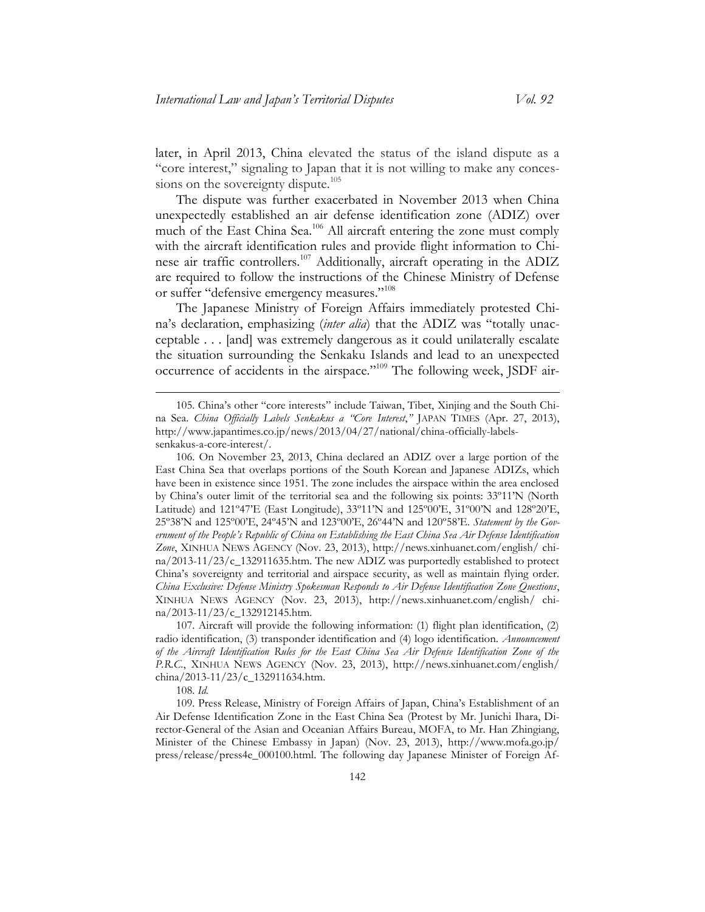later, in April 2013, China elevated the status of the island dispute as a "core interest," signaling to Japan that it is not willing to make any concessions on the sovereignty dispute.[105]

The dispute was further exacerbated in November 2013 when China unexpectedly established an air defense identification zone (ADIZ) over much of the East China Sea.[106] All aircraft entering the zone must comply with the aircraft identification rules and provide flight information to Chinese air traffic controllers.[107] Additionally, aircraft operating in the ADIZ are required to follow the instructions of the Chinese Ministry of Defense or suffer "defensive emergency measures."[108]

The Japanese Ministry of Foreign Affairs immediately protested China's declaration, emphasizing (*inter alia*) that the ADIZ was "totally unacceptable . . . [and] was extremely dangerous as it could unilaterally escalate the situation surrounding the Senkaku Islands and lead to an unexpected occurrence of accidents in the airspace."[109] The following week, JSDF air-

105. China's other "core interests" include Taiwan, Tibet, Xinjing and the South China Sea. *China Officially Labels Senkakus a "Core Interest*,*"* JAPAN TIMES (Apr. 27, 2013), http://www.japantimes.co.jp/news/2013/04/27/national/china-officially-labels-senkakus-a-core-interest/.

106. On November 23, 2013, China declared an ADIZ over a large portion of the East China Sea that overlaps portions of the South Korean and Japanese ADIZs, which have been in existence since 1951. The zone includes the airspace within the area enclosed by China's outer limit of the territorial sea and the following six points: 33º11'N (North Latitude) and 121º47'E (East Longitude), 33º11'N and 125º00'E, 31º00'N and 128º20'E, 25º38'N and 125º00'E, 24º45'N and 123º00'E, 26º44'N and 120º58'E. *Statement by the Government of the People's Republic of China on Establishing the East China Sea Air Defense Identification Zone*, XINHUA NEWS AGENCY (Nov. 23, 2013), http://news.xinhuanet.com/english/ china/2013-11/23/c_132911635.htm. The new ADIZ was purportedly established to protect China's sovereignty and territorial and airspace security, as well as maintain flying order. *China Exclusive: Defense Ministry Spokesman Responds to Air Defense Identification Zone Questions*, XINHUA NEWS AGENCY (Nov. 23, 2013), http://news.xinhuanet.com/english/ china/2013-11/23/c_132912145.htm.

107. Aircraft will provide the following information: (1) flight plan identification, (2) radio identification, (3) transponder identification and (4) logo identification. *Announcement of the Aircraft Identification Rules for the East China Sea Air Defense Identification Zone of the P.R.C.*, XINHUA NEWS AGENCY (Nov. 23, 2013), http://news.xinhuanet.com/english/ china/2013-11/23/c_132911634.htm.

108. *Id.*

109. Press Release, Ministry of Foreign Affairs of Japan, China's Establishment of an Air Defense Identification Zone in the East China Sea (Protest by Mr. Junichi Ihara, Director-General of the Asian and Oceanian Affairs Bureau, MOFA, to Mr. Han Zhingiang, Minister of the Chinese Embassy in Japan) (Nov. 23, 2013), http://www.mofa.go.jp/ press/release/press4e_000100.html. The following day Japanese Minister of Foreign Af-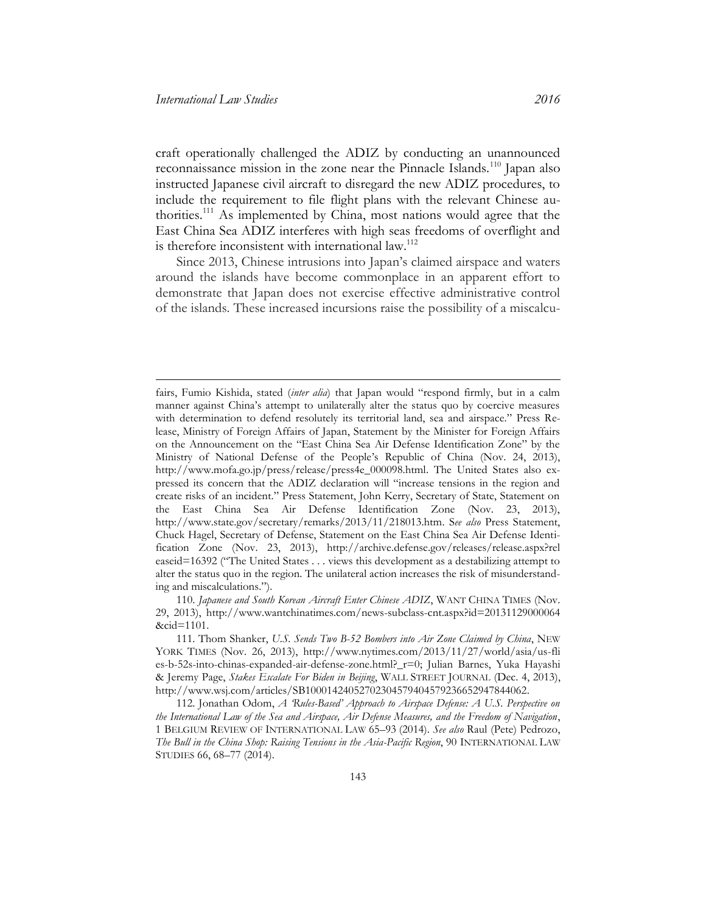craft operationally challenged the ADIZ by conducting an unannounced reconnaissance mission in the zone near the Pinnacle Islands.[110] Japan also instructed Japanese civil aircraft to disregard the new ADIZ procedures, to include the requirement to file flight plans with the relevant Chinese authorities.[111] As implemented by China, most nations would agree that the East China Sea ADIZ interferes with high seas freedoms of overflight and is therefore inconsistent with international law.[112]

Since 2013, Chinese intrusions into Japan's claimed airspace and waters around the islands have become commonplace in an apparent effort to demonstrate that Japan does not exercise effective administrative control of the islands. These increased incursions raise the possibility of a miscalcu-

---

fairs, Fumio Kishida, stated (*inter alia*) that Japan would "respond firmly, but in a calm manner against China's attempt to unilaterally alter the status quo by coercive measures with determination to defend resolutely its territorial land, sea and airspace." Press Release, Ministry of Foreign Affairs of Japan, Statement by the Minister for Foreign Affairs on the Announcement on the "East China Sea Air Defense Identification Zone" by the Ministry of National Defense of the People's Republic of China (Nov. 24, 2013), http://www.mofa.go.jp/press/release/press4e_000098.html. The United States also expressed its concern that the ADIZ declaration will "increase tensions in the region and create risks of an incident." Press Statement, John Kerry, Secretary of State, Statement on the East China Sea Air Defense Identification Zone (Nov. 23, 2013), http://www.state.gov/secretary/remarks/2013/11/218013.htm. S*ee also* Press Statement, Chuck Hagel, Secretary of Defense, Statement on the East China Sea Air Defense Identification Zone (Nov. 23, 2013), http://archive.defense.gov/releases/release.aspx?releaseid=16392 ("The United States . . . views this development as a destabilizing attempt to alter the status quo in the region. The unilateral action increases the risk of misunderstanding and miscalculations.").

110. *Japanese and South Korean Aircraft Enter Chinese ADIZ*, WANT CHINA TIMES (Nov. 29, 2013), http://www.wantchinatimes.com/news-subclass-cnt.aspx?id=20131129000064&cid=1101.

111. Thom Shanker, *U.S. Sends Two B-52 Bombers into Air Zone Claimed by China*, NEW YORK TIMES (Nov. 26, 2013), http://www.nytimes.com/2013/11/27/world/asia/us-flies-b-52s-into-chinas-expanded-air-defense-zone.html?_r=0; Julian Barnes, Yuka Hayashi & Jeremy Page, *Stakes Escalate For Biden in Beijing*, WALL STREET JOURNAL (Dec. 4, 2013), http://www.wsj.com/articles/SB10001424052702304579404579236652947844062.

112. Jonathan Odom, *A 'Rules-Based' Approach to Airspace Defense: A U.S. Perspective on the International Law of the Sea and Airspace, Air Defense Measures, and the Freedom of Navigation*, 1 BELGIUM REVIEW OF INTERNATIONAL LAW 65–93 (2014). *See also* Raul (Pete) Pedrozo, *The Bull in the China Shop: Raising Tensions in the Asia-Pacific Region*, 90 INTERNATIONAL LAW STUDIES 66, 68–77 (2014).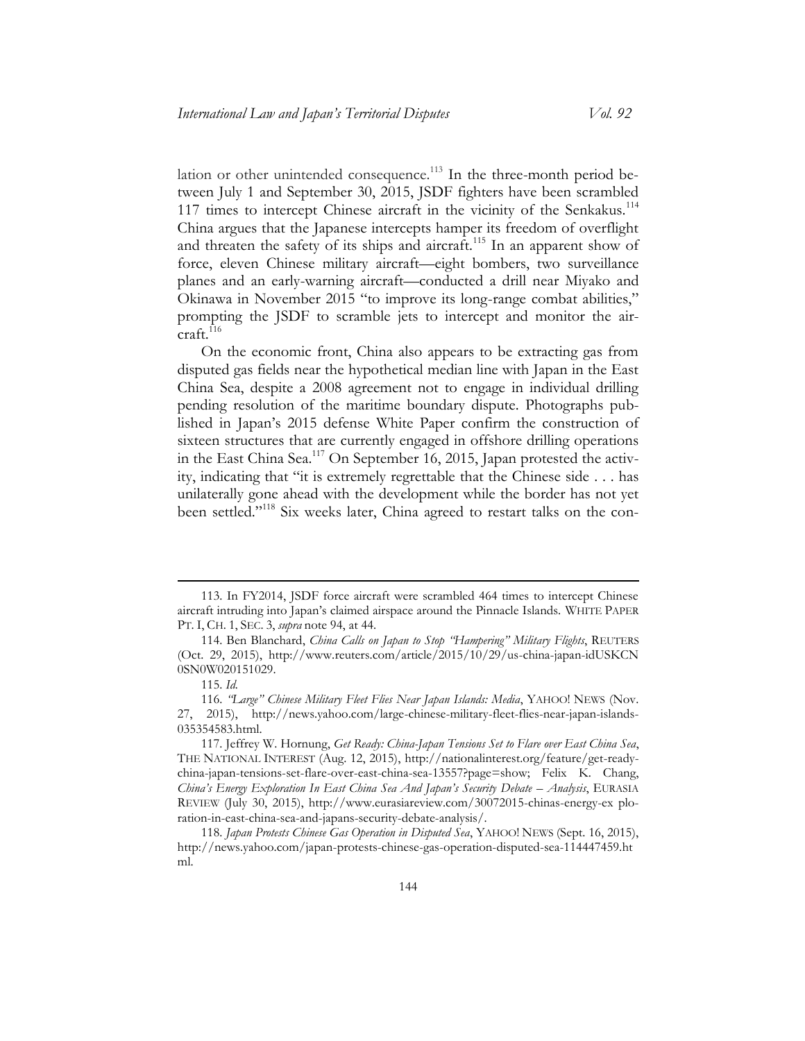lation or other unintended consequence.[113] In the three-month period between July 1 and September 30, 2015, JSDF fighters have been scrambled 117 times to intercept Chinese aircraft in the vicinity of the Senkakus.[114] China argues that the Japanese intercepts hamper its freedom of overflight and threaten the safety of its ships and aircraft.[115] In an apparent show of force, eleven Chinese military aircraft—eight bombers, two surveillance planes and an early-warning aircraft—conducted a drill near Miyako and Okinawa in November 2015 "to improve its long-range combat abilities," prompting the JSDF to scramble jets to intercept and monitor the aircraft.[116]

On the economic front, China also appears to be extracting gas from disputed gas fields near the hypothetical median line with Japan in the East China Sea, despite a 2008 agreement not to engage in individual drilling pending resolution of the maritime boundary dispute. Photographs published in Japan's 2015 defense White Paper confirm the construction of sixteen structures that are currently engaged in offshore drilling operations in the East China Sea.[117] On September 16, 2015, Japan protested the activity, indicating that "it is extremely regrettable that the Chinese side . . . has unilaterally gone ahead with the development while the border has not yet been settled."[118] Six weeks later, China agreed to restart talks on the con-

---

113. In FY2014, JSDF force aircraft were scrambled 464 times to intercept Chinese aircraft intruding into Japan's claimed airspace around the Pinnacle Islands. WHITE PAPER PT. I, CH. 1, SEC. 3, *supra* note 94, at 44.

114. Ben Blanchard, *China Calls on Japan to Stop "Hampering" Military Flights*, REUTERS (Oct. 29, 2015), http://www.reuters.com/article/2015/10/29/us-china-japan-idUSKCN0SN0W020151029.

115. *Id.*

116. *"Large" Chinese Military Fleet Flies Near Japan Islands: Media*, YAHOO! NEWS (Nov. 27, 2015), http://news.yahoo.com/large-chinese-military-fleet-flies-near-japan-islands-035354583.html.

117. Jeffrey W. Hornung, *Get Ready: China-Japan Tensions Set to Flare over East China Sea*, THE NATIONAL INTEREST (Aug. 12, 2015), http://nationalinterest.org/feature/get-ready-china-japan-tensions-set-flare-over-east-china-sea-13557?page=show; Felix K. Chang, *China's Energy Exploration In East China Sea And Japan's Security Debate – Analysis*, EURASIA REVIEW (July 30, 2015), http://www.eurasiareview.com/30072015-chinas-energy-ex ploration-in-east-china-sea-and-japans-security-debate-analysis/.

118. *Japan Protests Chinese Gas Operation in Disputed Sea*, YAHOO! NEWS (Sept. 16, 2015), http://news.yahoo.com/japan-protests-chinese-gas-operation-disputed-sea-114447459.html.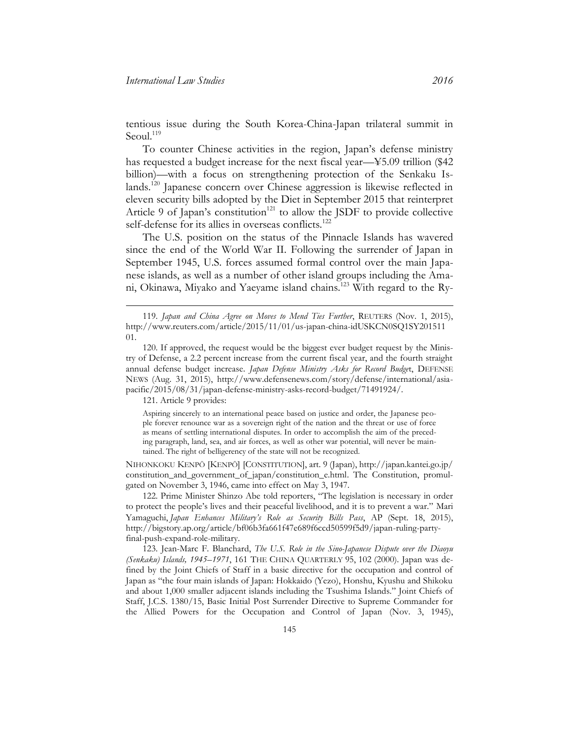tentious issue during the South Korea-China-Japan trilateral summit in Seoul.[119]

To counter Chinese activities in the region, Japan's defense ministry has requested a budget increase for the next fiscal year—¥5.09 trillion ($42 billion)—with a focus on strengthening protection of the Senkaku Islands.[120] Japanese concern over Chinese aggression is likewise reflected in eleven security bills adopted by the Diet in September 2015 that reinterpret Article 9 of Japan's constitution[121] to allow the JSDF to provide collective self-defense for its allies in overseas conflicts.[122]

The U.S. position on the status of the Pinnacle Islands has wavered since the end of the World War II. Following the surrender of Japan in September 1945, U.S. forces assumed formal control over the main Japanese islands, as well as a number of other island groups including the Amani, Okinawa, Miyako and Yaeyame island chains.[123] With regard to the Ry-

---

119. *Japan and China Agree on Moves to Mend Ties Further*, REUTERS (Nov. 1, 2015), http://www.reuters.com/article/2015/11/01/us-japan-china-idUSKCN0SQ1SY20151101.

120. If approved, the request would be the biggest ever budget request by the Ministry of Defense, a 2.2 percent increase from the current fiscal year, and the fourth straight annual defense budget increase. *Japan Defense Ministry Asks for Record Budget*, DEFENSE NEWS (Aug. 31, 2015), http://www.defensenews.com/story/defense/international/asia-pacific/2015/08/31/japan-defense-ministry-asks-record-budget/71491924/.

121. Article 9 provides:

> Aspiring sincerely to an international peace based on justice and order, the Japanese people forever renounce war as a sovereign right of the nation and the threat or use of force as means of settling international disputes. In order to accomplish the aim of the preceding paragraph, land, sea, and air forces, as well as other war potential, will never be maintained. The right of belligerency of the state will not be recognized.

NIHONKOKU KENPŌ [KENPŌ] [CONSTITUTION], art. 9 (Japan), http://japan.kantei.go.jp/constitution_and_government_of_japan/constitution_e.html. The Constitution, promulgated on November 3, 1946, came into effect on May 3, 1947.

122. Prime Minister Shinzo Abe told reporters, "The legislation is necessary in order to protect the people's lives and their peaceful livelihood, and it is to prevent a war." Mari Yamaguchi, *Japan Enhances Military's Role as Security Bills Pass*, AP (Sept. 18, 2015), http://bigstory.ap.org/article/bf06b3fa661f47e689f6ccd50599f5d9/japan-ruling-party-final-push-expand-role-military.

123. Jean-Marc F. Blanchard, *The U.S. Role in the Sino-Japanese Dispute over the Diaoyu (Senkaku) Islands, 1945–1971*, 161 THE CHINA QUARTERLY 95, 102 (2000). Japan was defined by the Joint Chiefs of Staff in a basic directive for the occupation and control of Japan as "the four main islands of Japan: Hokkaido (Yezo), Honshu, Kyushu and Shikoku and about 1,000 smaller adjacent islands including the Tsushima Islands." Joint Chiefs of Staff, J.C.S. 1380/15, Basic Initial Post Surrender Directive to Supreme Commander for the Allied Powers for the Occupation and Control of Japan (Nov. 3, 1945),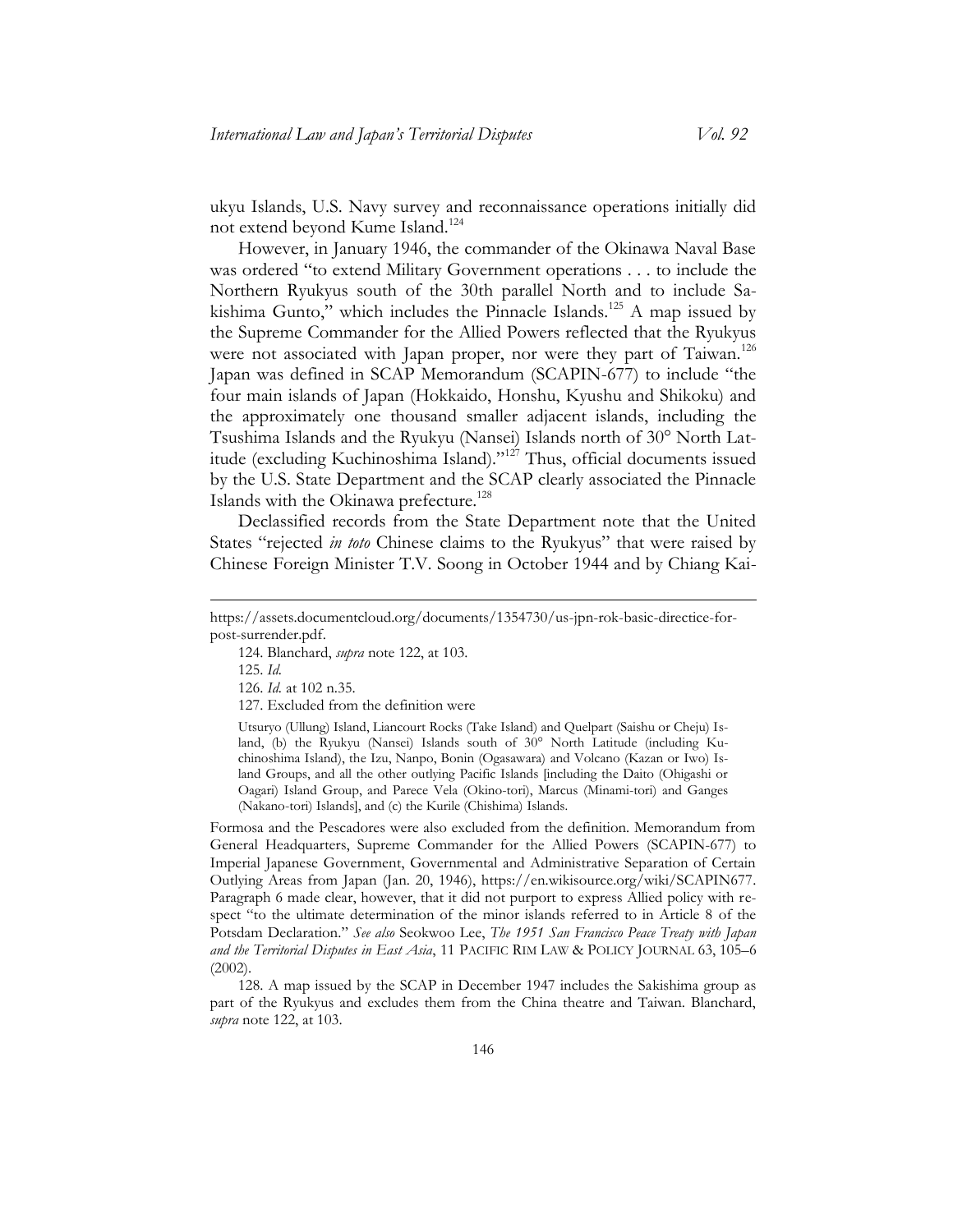ukyu Islands, U.S. Navy survey and reconnaissance operations initially did not extend beyond Kume Island.[124]

However, in January 1946, the commander of the Okinawa Naval Base was ordered "to extend Military Government operations . . . to include the Northern Ryukyus south of the 30th parallel North and to include Sakishima Gunto," which includes the Pinnacle Islands.[125] A map issued by the Supreme Commander for the Allied Powers reflected that the Ryukyus were not associated with Japan proper, nor were they part of Taiwan.[126] Japan was defined in SCAP Memorandum (SCAPIN-677) to include "the four main islands of Japan (Hokkaido, Honshu, Kyushu and Shikoku) and the approximately one thousand smaller adjacent islands, including the Tsushima Islands and the Ryukyu (Nansei) Islands north of 30° North Latitude (excluding Kuchinoshima Island)."[127] Thus, official documents issued by the U.S. State Department and the SCAP clearly associated the Pinnacle Islands with the Okinawa prefecture.[128]

Declassified records from the State Department note that the United States "rejected *in toto* Chinese claims to the Ryukyus" that were raised by Chinese Foreign Minister T.V. Soong in October 1944 and by Chiang Kai-

---

https://assets.documentcloud.org/documents/1354730/us-jpn-rok-basic-directice-for-post-surrender.pdf.

124. Blanchard, *supra* note 122, at 103.

125. *Id.*

126. *Id.* at 102 n.35.

127. Excluded from the definition were

> Utsuryo (Ullung) Island, Liancourt Rocks (Take Island) and Quelpart (Saishu or Cheju) Island, (b) the Ryukyu (Nansei) Islands south of 30° North Latitude (including Kuchinoshima Island), the Izu, Nanpo, Bonin (Ogasawara) and Volcano (Kazan or Iwo) Island Groups, and all the other outlying Pacific Islands [including the Daito (Ohigashi or Oagari) Island Group, and Parece Vela (Okino-tori), Marcus (Minami-tori) and Ganges (Nakano-tori) Islands], and (c) the Kurile (Chishima) Islands.

Formosa and the Pescadores were also excluded from the definition. Memorandum from General Headquarters, Supreme Commander for the Allied Powers (SCAPIN-677) to Imperial Japanese Government, Governmental and Administrative Separation of Certain Outlying Areas from Japan (Jan. 20, 1946), https://en.wikisource.org/wiki/SCAPIN677. Paragraph 6 made clear, however, that it did not purport to express Allied policy with respect "to the ultimate determination of the minor islands referred to in Article 8 of the Potsdam Declaration." *See also* Seokwoo Lee, *The 1951 San Francisco Peace Treaty with Japan and the Territorial Disputes in East Asia*, 11 PACIFIC RIM LAW & POLICY JOURNAL 63, 105–6 (2002).

128. A map issued by the SCAP in December 1947 includes the Sakishima group as part of the Ryukyus and excludes them from the China theatre and Taiwan. Blanchard, *supra* note 122, at 103.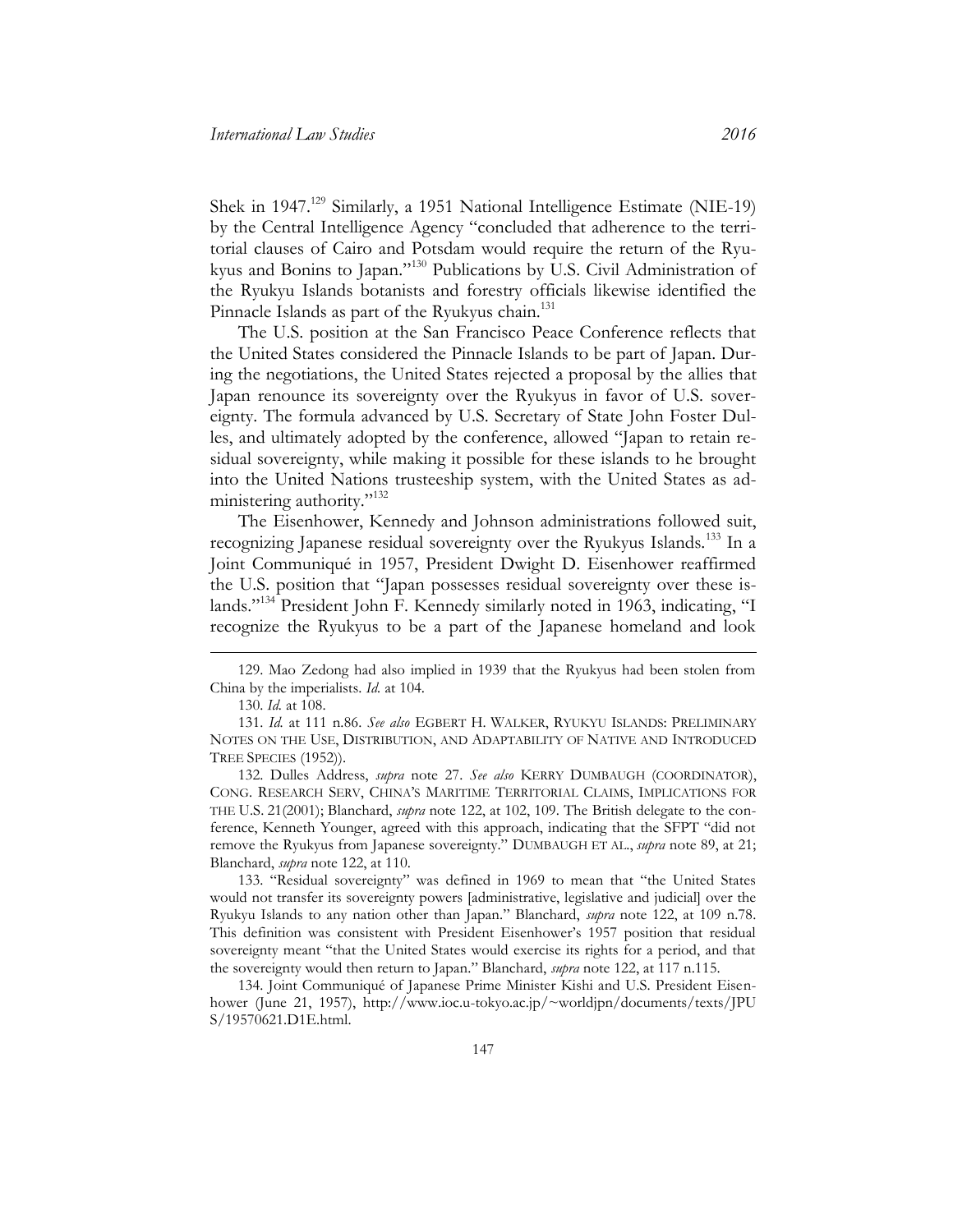Shek in 1947.[129] Similarly, a 1951 National Intelligence Estimate (NIE-19) by the Central Intelligence Agency "concluded that adherence to the territorial clauses of Cairo and Potsdam would require the return of the Ryukyus and Bonins to Japan."[130] Publications by U.S. Civil Administration of the Ryukyu Islands botanists and forestry officials likewise identified the Pinnacle Islands as part of the Ryukyus chain.[131]

The U.S. position at the San Francisco Peace Conference reflects that the United States considered the Pinnacle Islands to be part of Japan. During the negotiations, the United States rejected a proposal by the allies that Japan renounce its sovereignty over the Ryukyus in favor of U.S. sovereignty. The formula advanced by U.S. Secretary of State John Foster Dulles, and ultimately adopted by the conference, allowed "Japan to retain residual sovereignty, while making it possible for these islands to he brought into the United Nations trusteeship system, with the United States as administering authority."[132]

The Eisenhower, Kennedy and Johnson administrations followed suit, recognizing Japanese residual sovereignty over the Ryukyus Islands.[133] In a Joint Communiqué in 1957, President Dwight D. Eisenhower reaffirmed the U.S. position that "Japan possesses residual sovereignty over these islands."[134] President John F. Kennedy similarly noted in 1963, indicating, "I recognize the Ryukyus to be a part of the Japanese homeland and look

---

129. Mao Zedong had also implied in 1939 that the Ryukyus had been stolen from China by the imperialists. *Id.* at 104.

130. *Id.* at 108.

131. *Id.* at 111 n.86. *See also* EGBERT H. WALKER, RYUKYU ISLANDS: PRELIMINARY NOTES ON THE USE, DISTRIBUTION, AND ADAPTABILITY OF NATIVE AND INTRODUCED TREE SPECIES (1952)).

132. Dulles Address, *supra* note 27. *See also* KERRY DUMBAUGH (COORDINATOR), CONG. RESEARCH SERV, CHINA'S MARITIME TERRITORIAL CLAIMS, IMPLICATIONS FOR THE U.S. 21(2001); Blanchard, *supra* note 122, at 102, 109. The British delegate to the conference, Kenneth Younger, agreed with this approach, indicating that the SFPT "did not remove the Ryukyus from Japanese sovereignty." DUMBAUGH ET AL., *supra* note 89, at 21; Blanchard, *supra* note 122, at 110.

133. "Residual sovereignty" was defined in 1969 to mean that "the United States would not transfer its sovereignty powers [administrative, legislative and judicial] over the Ryukyu Islands to any nation other than Japan." Blanchard, *supra* note 122, at 109 n.78. This definition was consistent with President Eisenhower's 1957 position that residual sovereignty meant "that the United States would exercise its rights for a period, and that the sovereignty would then return to Japan." Blanchard, *supra* note 122, at 117 n.115.

134. Joint Communiqué of Japanese Prime Minister Kishi and U.S. President Eisenhower (June 21, 1957), http://www.ioc.u-tokyo.ac.jp/~worldjpn/documents/texts/JPUS/19570621.D1E.html.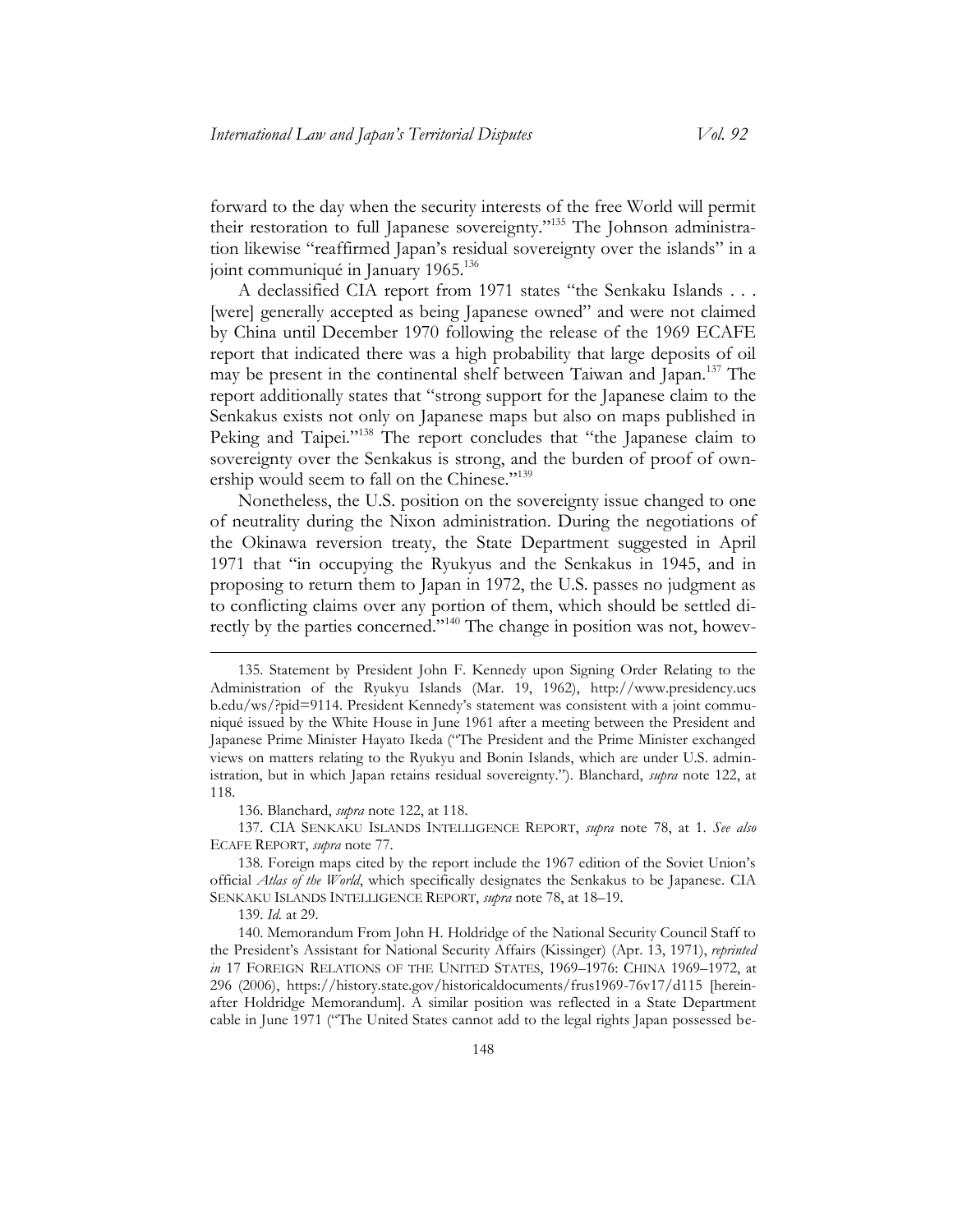forward to the day when the security interests of the free World will permit their restoration to full Japanese sovereignty."[135] The Johnson administration likewise "reaffirmed Japan's residual sovereignty over the islands" in a joint communiqué in January 1965.[136]

A declassified CIA report from 1971 states "the Senkaku Islands . . . [were] generally accepted as being Japanese owned" and were not claimed by China until December 1970 following the release of the 1969 ECAFE report that indicated there was a high probability that large deposits of oil may be present in the continental shelf between Taiwan and Japan.[137] The report additionally states that "strong support for the Japanese claim to the Senkakus exists not only on Japanese maps but also on maps published in Peking and Taipei."[138] The report concludes that "the Japanese claim to sovereignty over the Senkakus is strong, and the burden of proof of ownership would seem to fall on the Chinese."[139]

Nonetheless, the U.S. position on the sovereignty issue changed to one of neutrality during the Nixon administration. During the negotiations of the Okinawa reversion treaty, the State Department suggested in April 1971 that "in occupying the Ryukyus and the Senkakus in 1945, and in proposing to return them to Japan in 1972, the U.S. passes no judgment as to conflicting claims over any portion of them, which should be settled directly by the parties concerned."[140] The change in position was not, howev-

---

135. Statement by President John F. Kennedy upon Signing Order Relating to the Administration of the Ryukyu Islands (Mar. 19, 1962), http://www.presidency.ucsb.edu/ws/?pid=9114. President Kennedy's statement was consistent with a joint communiqué issued by the White House in June 1961 after a meeting between the President and Japanese Prime Minister Hayato Ikeda ("The President and the Prime Minister exchanged views on matters relating to the Ryukyu and Bonin Islands, which are under U.S. administration, but in which Japan retains residual sovereignty."). Blanchard, *supra* note 122, at 118.

136. Blanchard, *supra* note 122, at 118.

137. CIA SENKAKU ISLANDS INTELLIGENCE REPORT, *supra* note 78, at 1. *See also* ECAFE REPORT, *supra* note 77.

138. Foreign maps cited by the report include the 1967 edition of the Soviet Union's official *Atlas of the World*, which specifically designates the Senkakus to be Japanese. CIA SENKAKU ISLANDS INTELLIGENCE REPORT, *supra* note 78, at 18–19.

139. *Id.* at 29.

140. Memorandum From John H. Holdridge of the National Security Council Staff to the President's Assistant for National Security Affairs (Kissinger) (Apr. 13, 1971), *reprinted in* 17 FOREIGN RELATIONS OF THE UNITED STATES, 1969–1976: CHINA 1969–1972, at 296 (2006), https://history.state.gov/historicaldocuments/frus1969-76v17/d115 [hereinafter Holdridge Memorandum]. A similar position was reflected in a State Department cable in June 1971 ("The United States cannot add to the legal rights Japan possessed be-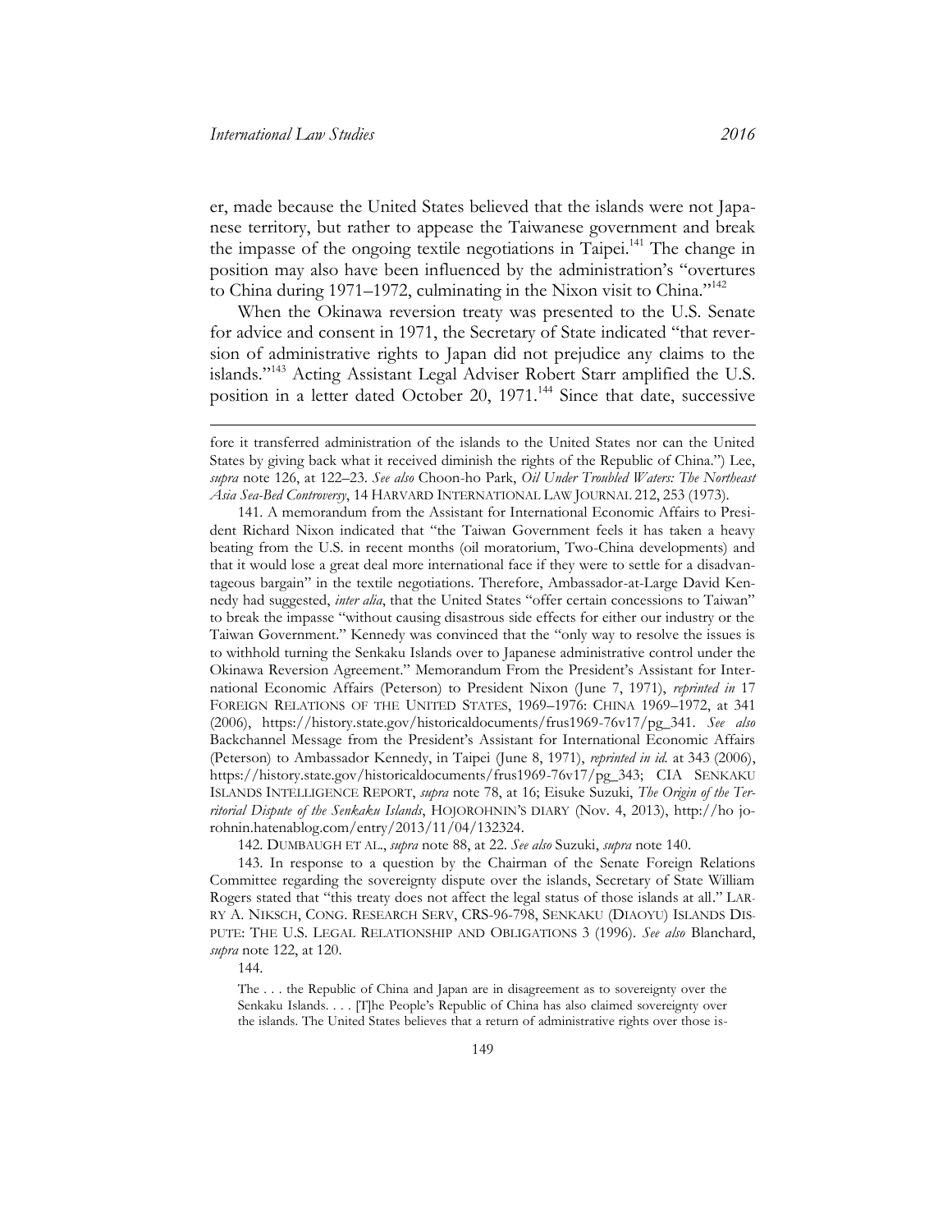er, made because the United States believed that the islands were not Japanese territory, but rather to appease the Taiwanese government and break the impasse of the ongoing textile negotiations in Taipei.[141] The change in position may also have been influenced by the administration's "overtures to China during 1971–1972, culminating in the Nixon visit to China."[142]

When the Okinawa reversion treaty was presented to the U.S. Senate for advice and consent in 1971, the Secretary of State indicated "that reversion of administrative rights to Japan did not prejudice any claims to the islands."[143] Acting Assistant Legal Adviser Robert Starr amplified the U.S. position in a letter dated October 20, 1971.[144] Since that date, successive

---

fore it transferred administration of the islands to the United States nor can the United States by giving back what it received diminish the rights of the Republic of China.") Lee, *supra* note 126, at 122–23. *See also* Choon-ho Park, *Oil Under Troubled Waters: The Northeast Asia Sea-Bed Controversy*, 14 HARVARD INTERNATIONAL LAW JOURNAL 212, 253 (1973).

141. A memorandum from the Assistant for International Economic Affairs to President Richard Nixon indicated that "the Taiwan Government feels it has taken a heavy beating from the U.S. in recent months (oil moratorium, Two-China developments) and that it would lose a great deal more international face if they were to settle for a disadvantageous bargain" in the textile negotiations. Therefore, Ambassador-at-Large David Kennedy had suggested, *inter alia*, that the United States "offer certain concessions to Taiwan" to break the impasse "without causing disastrous side effects for either our industry or the Taiwan Government." Kennedy was convinced that the "only way to resolve the issues is to withhold turning the Senkaku Islands over to Japanese administrative control under the Okinawa Reversion Agreement." Memorandum From the President's Assistant for International Economic Affairs (Peterson) to President Nixon (June 7, 1971), *reprinted in* 17 FOREIGN RELATIONS OF THE UNITED STATES, 1969–1976: CHINA 1969–1972, at 341 (2006), https://history.state.gov/historicaldocuments/frus1969-76v17/pg_341. *See also* Backchannel Message from the President's Assistant for International Economic Affairs (Peterson) to Ambassador Kennedy, in Taipei (June 8, 1971), *reprinted in id.* at 343 (2006), https://history.state.gov/historicaldocuments/frus1969-76v17/pg_343; CIA SENKAKU ISLANDS INTELLIGENCE REPORT, *supra* note 78, at 16; Eisuke Suzuki, *The Origin of the Territorial Dispute of the Senkaku Islands*, HOJOROHNIN'S DIARY (Nov. 4, 2013), http://ho jorohnin.hatenablog.com/entry/2013/11/04/132324.

142. DUMBAUGH ET AL., *supra* note 88, at 22. *See also* Suzuki, *supra* note 140.

143. In response to a question by the Chairman of the Senate Foreign Relations Committee regarding the sovereignty dispute over the islands, Secretary of State William Rogers stated that "this treaty does not affect the legal status of those islands at all." LARRY A. NIKSCH, CONG. RESEARCH SERV, CRS-96-798, SENKAKU (DIAOYU) ISLANDS DISPUTE: THE U.S. LEGAL RELATIONSHIP AND OBLIGATIONS 3 (1996). *See also* Blanchard, *supra* note 122, at 120.

144.

> The . . . the Republic of China and Japan are in disagreement as to sovereignty over the Senkaku Islands. . . . [T]he People's Republic of China has also claimed sovereignty over the islands. The United States believes that a return of administrative rights over those is-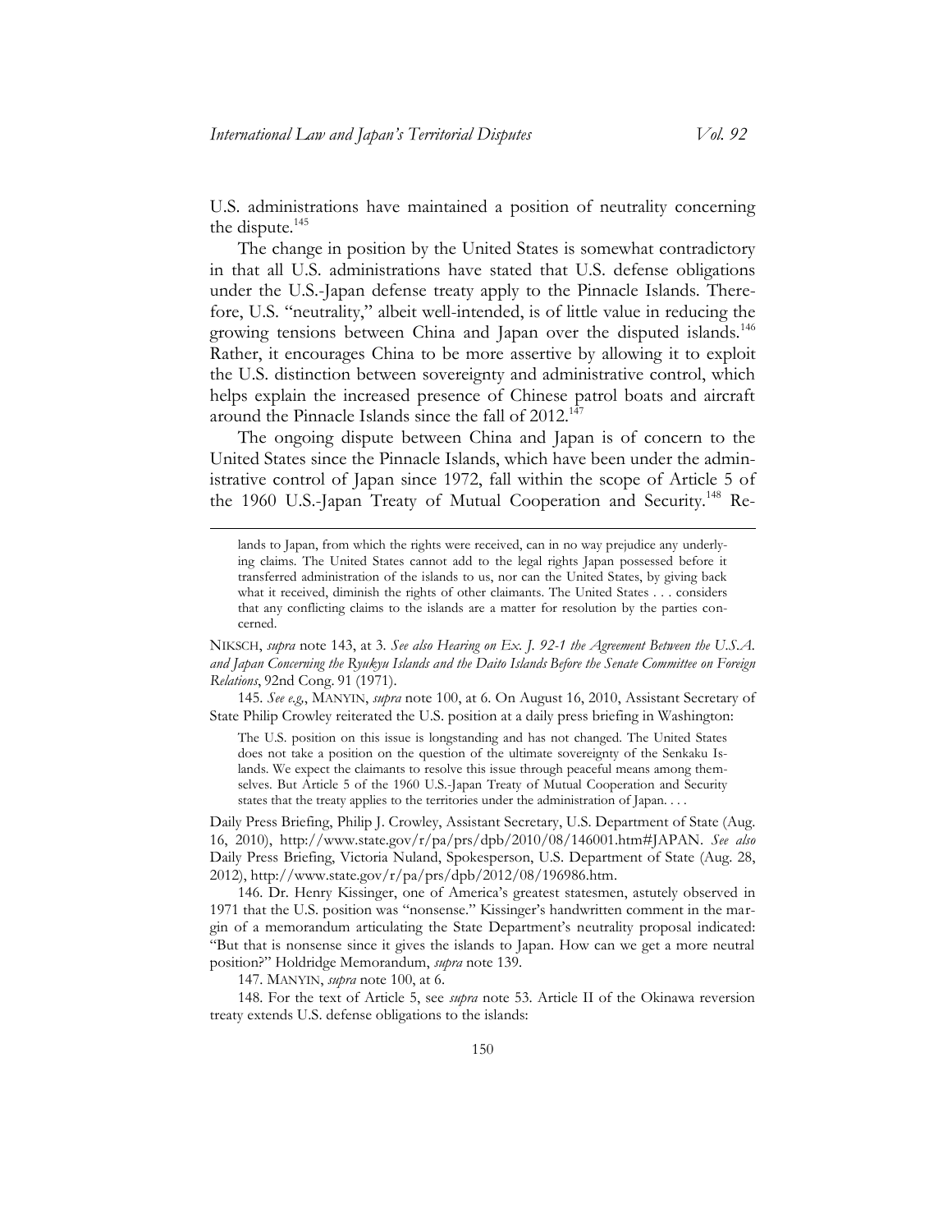U.S. administrations have maintained a position of neutrality concerning the dispute.[145]

The change in position by the United States is somewhat contradictory in that all U.S. administrations have stated that U.S. defense obligations under the U.S.-Japan defense treaty apply to the Pinnacle Islands. Therefore, U.S. "neutrality," albeit well-intended, is of little value in reducing the growing tensions between China and Japan over the disputed islands.[146] Rather, it encourages China to be more assertive by allowing it to exploit the U.S. distinction between sovereignty and administrative control, which helps explain the increased presence of Chinese patrol boats and aircraft around the Pinnacle Islands since the fall of 2012.[147]

The ongoing dispute between China and Japan is of concern to the United States since the Pinnacle Islands, which have been under the administrative control of Japan since 1972, fall within the scope of Article 5 of the 1960 U.S.-Japan Treaty of Mutual Cooperation and Security.[148] Re-

---

> lands to Japan, from which the rights were received, can in no way prejudice any underlying claims. The United States cannot add to the legal rights Japan possessed before it transferred administration of the islands to us, nor can the United States, by giving back what it received, diminish the rights of other claimants. The United States . . . considers that any conflicting claims to the islands are a matter for resolution by the parties concerned.

NIKSCH, *supra* note 143, at 3. *See also Hearing on Ex. J. 92-1 the Agreement Between the U.S.A. and Japan Concerning the Ryukyu Islands and the Daito Islands Before the Senate Committee on Foreign Relations*, 92nd Cong. 91 (1971).

145. *See e.g.*, MANYIN, *supra* note 100, at 6. On August 16, 2010, Assistant Secretary of State Philip Crowley reiterated the U.S. position at a daily press briefing in Washington:

> The U.S. position on this issue is longstanding and has not changed. The United States does not take a position on the question of the ultimate sovereignty of the Senkaku Islands. We expect the claimants to resolve this issue through peaceful means among themselves. But Article 5 of the 1960 U.S.-Japan Treaty of Mutual Cooperation and Security states that the treaty applies to the territories under the administration of Japan. . . .

Daily Press Briefing, Philip J. Crowley, Assistant Secretary, U.S. Department of State (Aug. 16, 2010), http://www.state.gov/r/pa/prs/dpb/2010/08/146001.htm#JAPAN. *See also* Daily Press Briefing, Victoria Nuland, Spokesperson, U.S. Department of State (Aug. 28, 2012), http://www.state.gov/r/pa/prs/dpb/2012/08/196986.htm.

146. Dr. Henry Kissinger, one of America's greatest statesmen, astutely observed in 1971 that the U.S. position was "nonsense." Kissinger's handwritten comment in the margin of a memorandum articulating the State Department's neutrality proposal indicated: "But that is nonsense since it gives the islands to Japan. How can we get a more neutral position?" Holdridge Memorandum, *supra* note 139.

147. MANYIN, *supra* note 100, at 6.

148. For the text of Article 5, see *supra* note 53. Article II of the Okinawa reversion treaty extends U.S. defense obligations to the islands: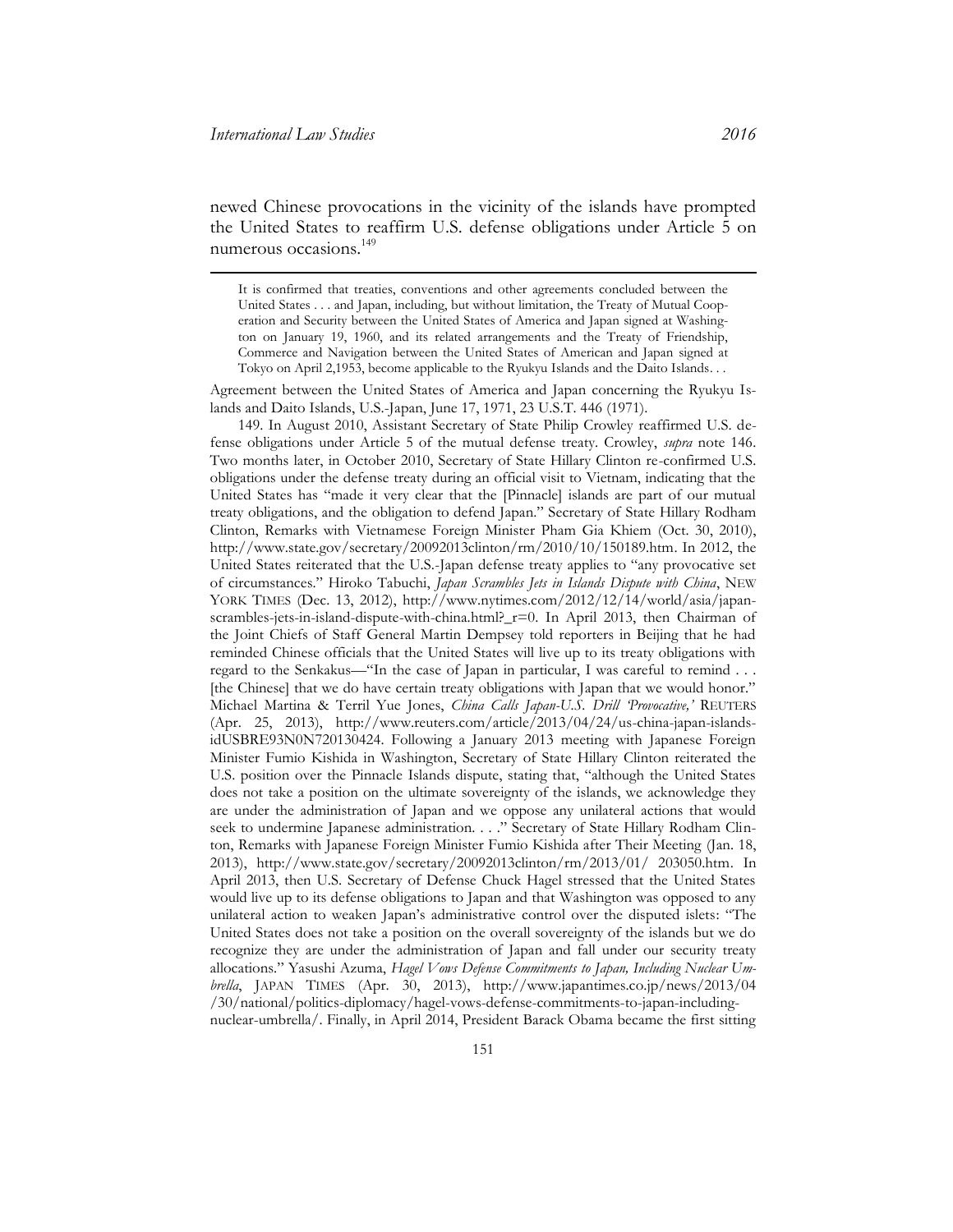newed Chinese provocations in the vicinity of the islands have prompted the United States to reaffirm U.S. defense obligations under Article 5 on numerous occasions.[149]

> It is confirmed that treaties, conventions and other agreements concluded between the United States . . . and Japan, including, but without limitation, the Treaty of Mutual Cooperation and Security between the United States of America and Japan signed at Washington on January 19, 1960, and its related arrangements and the Treaty of Friendship, Commerce and Navigation between the United States of American and Japan signed at Tokyo on April 2,1953, become applicable to the Ryukyu Islands and the Daito Islands. . .

Agreement between the United States of America and Japan concerning the Ryukyu Islands and Daito Islands, U.S.-Japan, June 17, 1971, 23 U.S.T. 446 (1971).

149. In August 2010, Assistant Secretary of State Philip Crowley reaffirmed U.S. defense obligations under Article 5 of the mutual defense treaty. Crowley, *supra* note 146. Two months later, in October 2010, Secretary of State Hillary Clinton re-confirmed U.S. obligations under the defense treaty during an official visit to Vietnam, indicating that the United States has "made it very clear that the [Pinnacle] islands are part of our mutual treaty obligations, and the obligation to defend Japan." Secretary of State Hillary Rodham Clinton, Remarks with Vietnamese Foreign Minister Pham Gia Khiem (Oct. 30, 2010), http://www.state.gov/secretary/20092013clinton/rm/2010/10/150189.htm. In 2012, the United States reiterated that the U.S.-Japan defense treaty applies to "any provocative set of circumstances." Hiroko Tabuchi, *Japan Scrambles Jets in Islands Dispute with China*, NEW YORK TIMES (Dec. 13, 2012), http://www.nytimes.com/2012/12/14/world/asia/japan-scrambles-jets-in-island-dispute-with-china.html?_r=0. In April 2013, then Chairman of the Joint Chiefs of Staff General Martin Dempsey told reporters in Beijing that he had reminded Chinese officials that the United States will live up to its treaty obligations with regard to the Senkakus—"In the case of Japan in particular, I was careful to remind . . . [the Chinese] that we do have certain treaty obligations with Japan that we would honor." Michael Martina & Terril Yue Jones, *China Calls Japan-U.S. Drill 'Provocative,'* REUTERS (Apr. 25, 2013), http://www.reuters.com/article/2013/04/24/us-china-japan-islands-idUSBRE93N0N720130424. Following a January 2013 meeting with Japanese Foreign Minister Fumio Kishida in Washington, Secretary of State Hillary Clinton reiterated the U.S. position over the Pinnacle Islands dispute, stating that, "although the United States does not take a position on the ultimate sovereignty of the islands, we acknowledge they are under the administration of Japan and we oppose any unilateral actions that would seek to undermine Japanese administration. . . ." Secretary of State Hillary Rodham Clinton, Remarks with Japanese Foreign Minister Fumio Kishida after Their Meeting (Jan. 18, 2013), http://www.state.gov/secretary/20092013clinton/rm/2013/01/ 203050.htm. In April 2013, then U.S. Secretary of Defense Chuck Hagel stressed that the United States would live up to its defense obligations to Japan and that Washington was opposed to any unilateral action to weaken Japan's administrative control over the disputed islets: "The United States does not take a position on the overall sovereignty of the islands but we do recognize they are under the administration of Japan and fall under our security treaty allocations." Yasushi Azuma, *Hagel Vows Defense Commitments to Japan, Including Nuclear Umbrella*, JAPAN TIMES (Apr. 30, 2013), http://www.japantimes.co.jp/news/2013/04/30/national/politics-diplomacy/hagel-vows-defense-commitments-to-japan-including-nuclear-umbrella/. Finally, in April 2014, President Barack Obama became the first sitting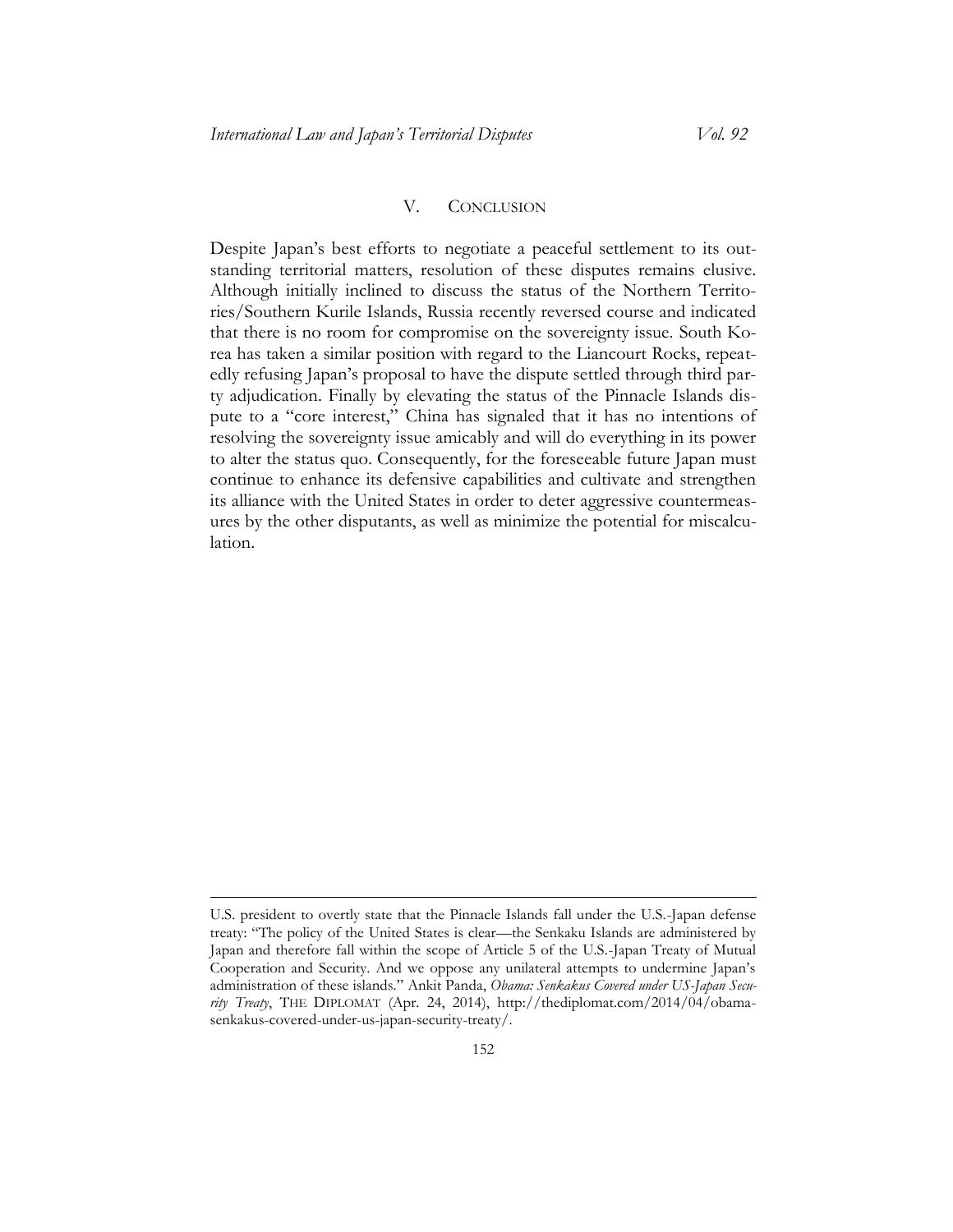## V. CONCLUSION

Despite Japan's best efforts to negotiate a peaceful settlement to its outstanding territorial matters, resolution of these disputes remains elusive. Although initially inclined to discuss the status of the Northern Territories/Southern Kurile Islands, Russia recently reversed course and indicated that there is no room for compromise on the sovereignty issue. South Korea has taken a similar position with regard to the Liancourt Rocks, repeatedly refusing Japan's proposal to have the dispute settled through third party adjudication. Finally by elevating the status of the Pinnacle Islands dispute to a "core interest," China has signaled that it has no intentions of resolving the sovereignty issue amicably and will do everything in its power to alter the status quo. Consequently, for the foreseeable future Japan must continue to enhance its defensive capabilities and cultivate and strengthen its alliance with the United States in order to deter aggressive countermeasures by the other disputants, as well as minimize the potential for miscalculation.

---

U.S. president to overtly state that the Pinnacle Islands fall under the U.S.-Japan defense treaty: "The policy of the United States is clear—the Senkaku Islands are administered by Japan and therefore fall within the scope of Article 5 of the U.S.-Japan Treaty of Mutual Cooperation and Security. And we oppose any unilateral attempts to undermine Japan's administration of these islands." Ankit Panda, *Obama: Senkakus Covered under US-Japan Security Treaty*, THE DIPLOMAT (Apr. 24, 2014), http://thediplomat.com/2014/04/obama-senkakus-covered-under-us-japan-security-treaty/.